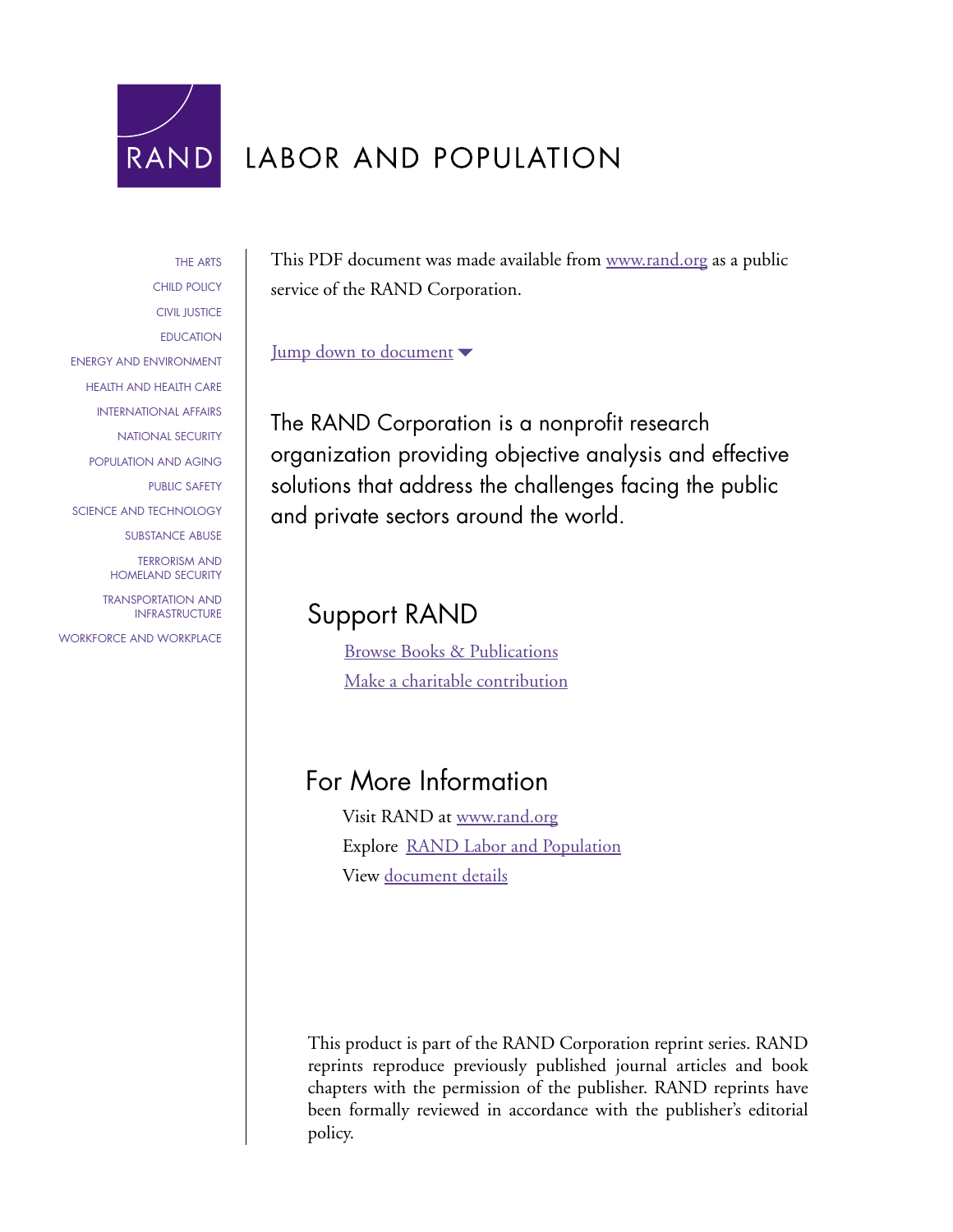RAND

# LABOR AND POPULATION

THE ARTS
CHILD POLICY
CIVIL JUSTICE
EDUCATION
ENERGY AND ENVIRONMENT
HEALTH AND HEALTH CARE
INTERNATIONAL AFFAIRS
NATIONAL SECURITY
POPULATION AND AGING
PUBLIC SAFETY
SCIENCE AND TECHNOLOGY
SUBSTANCE ABUSE
TERRORISM AND HOMELAND SECURITY
TRANSPORTATION AND INFRASTRUCTURE
WORKFORCE AND WORKPLACE

This PDF document was made available from www.rand.org as a public service of the RAND Corporation.

Jump down to document

The RAND Corporation is a nonprofit research organization providing objective analysis and effective solutions that address the challenges facing the public and private sectors around the world.

## Support RAND

Browse Books & Publications
Make a charitable contribution

## For More Information

Visit RAND at www.rand.org
Explore RAND Labor and Population
View document details

This product is part of the RAND Corporation reprint series. RAND reprints reproduce previously published journal articles and book chapters with the permission of the publisher. RAND reprints have been formally reviewed in accordance with the publisher's editorial policy.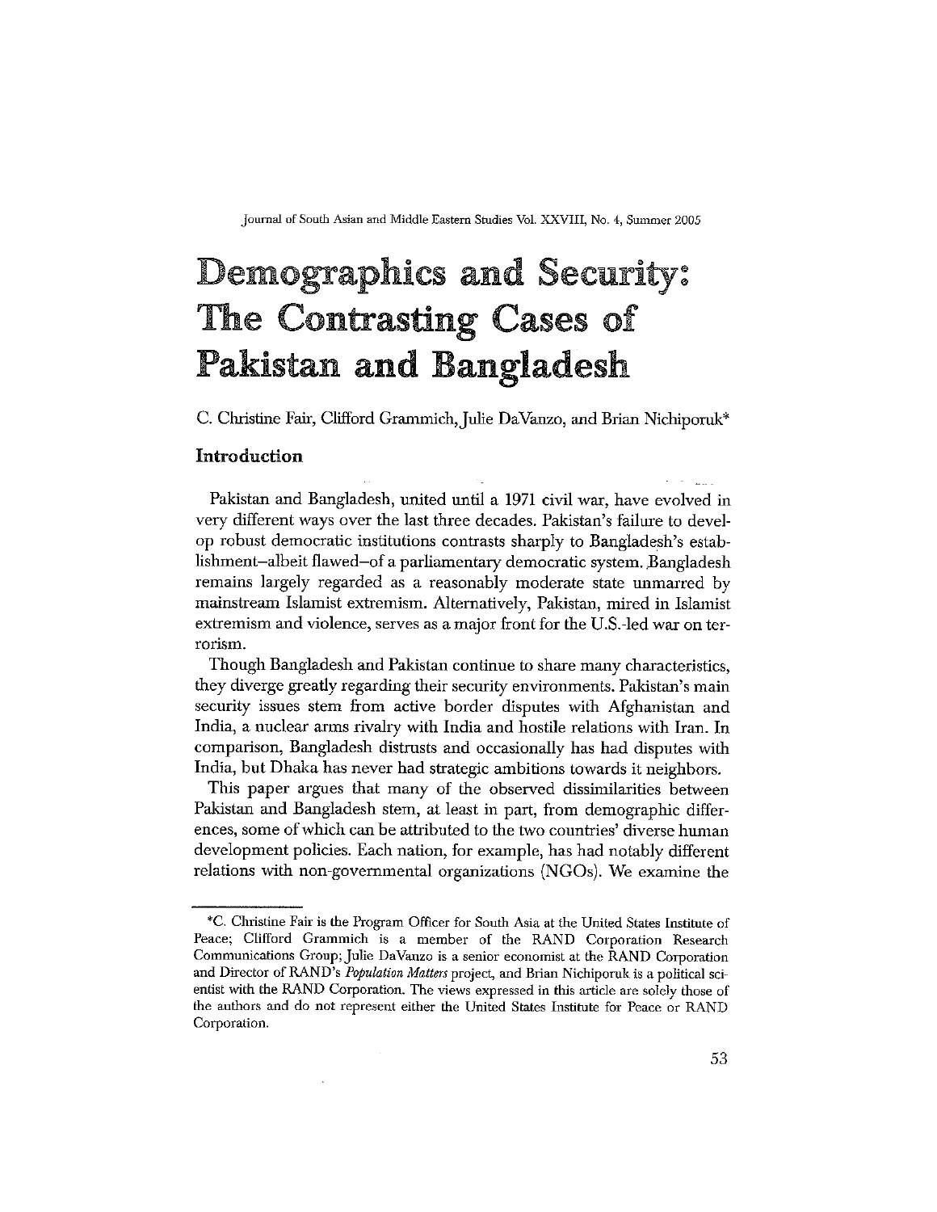# Demographics and Security: The Contrasting Cases of Pakistan and Bangladesh

C. Christine Fair, Clifford Grammich, Julie DaVanzo, and Brian Nichiporuk*

## Introduction

Pakistan and Bangladesh, united until a 1971 civil war, have evolved in very different ways over the last three decades. Pakistan's failure to develop robust democratic institutions contrasts sharply to Bangladesh's establishment–albeit flawed–of a parliamentary democratic system. Bangladesh remains largely regarded as a reasonably moderate state unmarred by mainstream Islamist extremism. Alternatively, Pakistan, mired in Islamist extremism and violence, serves as a major front for the U.S.-led war on terrorism.

Though Bangladesh and Pakistan continue to share many characteristics, they diverge greatly regarding their security environments. Pakistan's main security issues stem from active border disputes with Afghanistan and India, a nuclear arms rivalry with India and hostile relations with Iran. In comparison, Bangladesh distrusts and occasionally has had disputes with India, but Dhaka has never had strategic ambitions towards it neighbors.

This paper argues that many of the observed dissimilarities between Pakistan and Bangladesh stem, at least in part, from demographic differences, some of which can be attributed to the two countries' diverse human development policies. Each nation, for example, has had notably different relations with non-governmental organizations (NGOs). We examine the

---

*C. Christine Fair is the Program Officer for South Asia at the United States Institute of Peace; Clifford Grammich is a member of the RAND Corporation Research Communications Group; Julie DaVanzo is a senior economist at the RAND Corporation and Director of RAND's *Population Matters* project, and Brian Nichiporuk is a political scientist with the RAND Corporation. The views expressed in this article are solely those of the authors and do not represent either the United States Institute for Peace or RAND Corporation.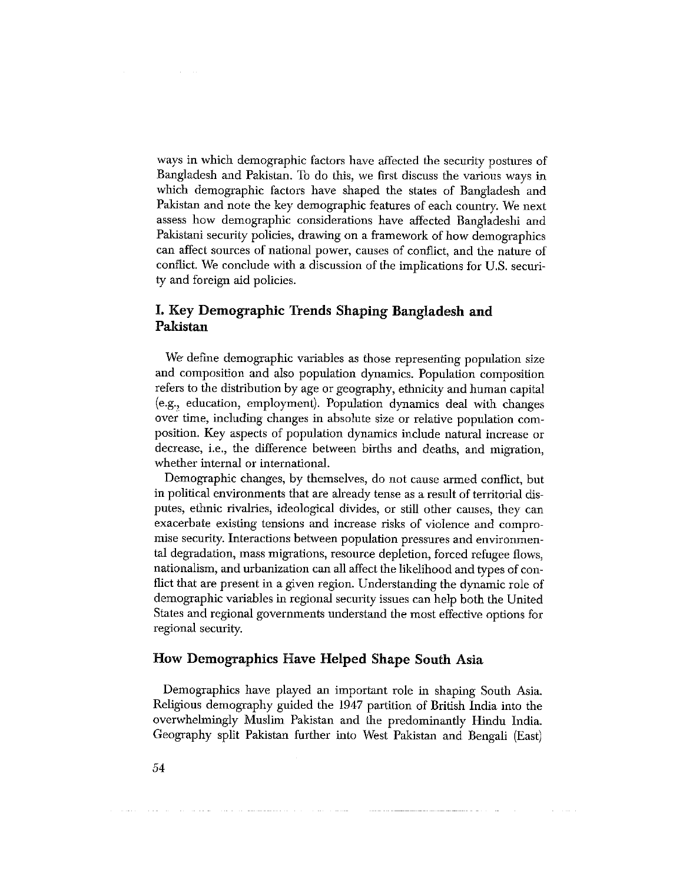ways in which demographic factors have affected the security postures of Bangladesh and Pakistan. To do this, we first discuss the various ways in which demographic factors have shaped the states of Bangladesh and Pakistan and note the key demographic features of each country. We next assess how demographic considerations have affected Bangladeshi and Pakistani security policies, drawing on a framework of how demographics can affect sources of national power, causes of conflict, and the nature of conflict. We conclude with a discussion of the implications for U.S. security and foreign aid policies.

## I. Key Demographic Trends Shaping Bangladesh and Pakistan

We define demographic variables as those representing population size and composition and also population dynamics. Population composition refers to the distribution by age or geography, ethnicity and human capital (e.g., education, employment). Population dynamics deal with changes over time, including changes in absolute size or relative population composition. Key aspects of population dynamics include natural increase or decrease, i.e., the difference between births and deaths, and migration, whether internal or international.

Demographic changes, by themselves, do not cause armed conflict, but in political environments that are already tense as a result of territorial disputes, ethnic rivalries, ideological divides, or still other causes, they can exacerbate existing tensions and increase risks of violence and compromise security. Interactions between population pressures and environmental degradation, mass migrations, resource depletion, forced refugee flows, nationalism, and urbanization can all affect the likelihood and types of conflict that are present in a given region. Understanding the dynamic role of demographic variables in regional security issues can help both the United States and regional governments understand the most effective options for regional security.

### How Demographics Have Helped Shape South Asia

Demographics have played an important role in shaping South Asia. Religious demography guided the 1947 partition of British India into the overwhelmingly Muslim Pakistan and the predominantly Hindu India. Geography split Pakistan further into West Pakistan and Bengali (East)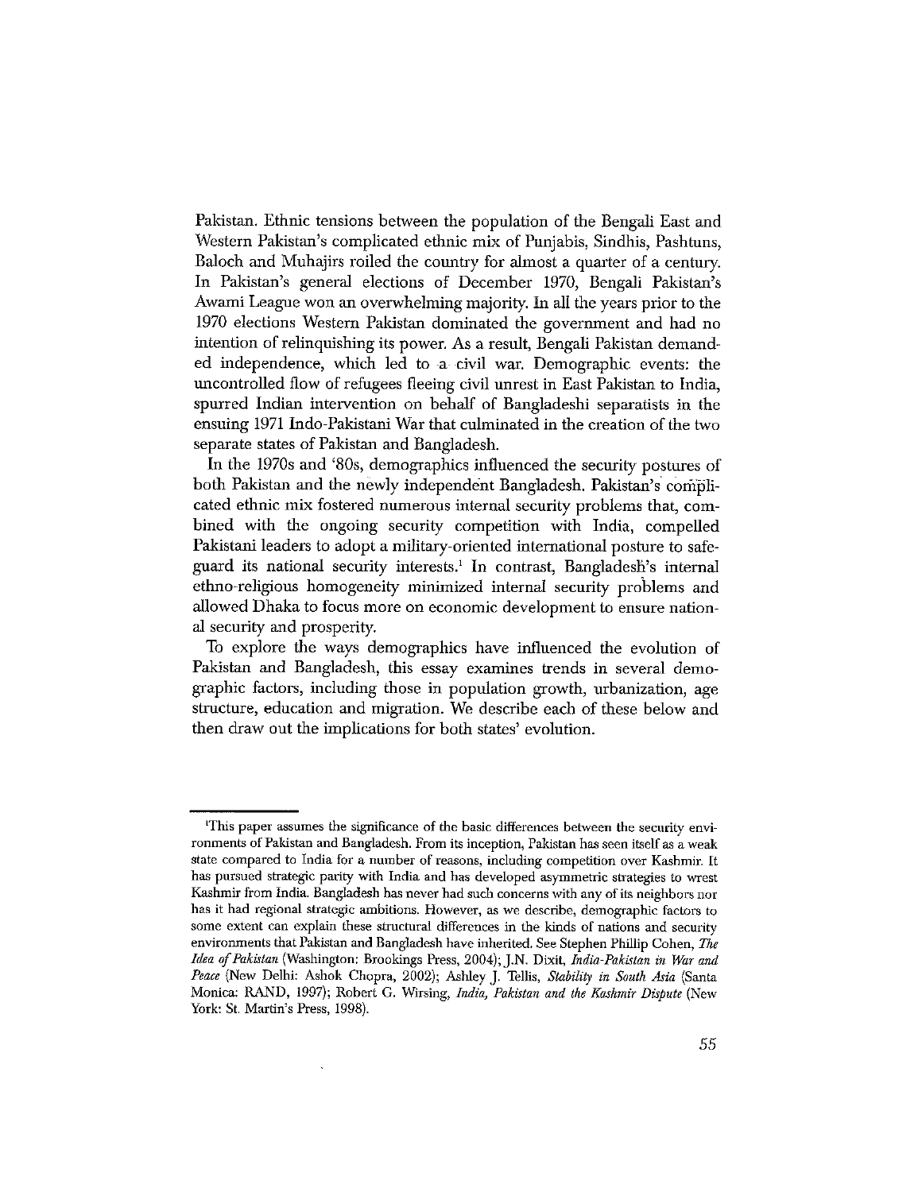Pakistan. Ethnic tensions between the population of the Bengali East and Western Pakistan's complicated ethnic mix of Punjabis, Sindhis, Pashtuns, Baloch and Muhajirs roiled the country for almost a quarter of a century. In Pakistan's general elections of December 1970, Bengali Pakistan's Awami League won an overwhelming majority. In all the years prior to the 1970 elections Western Pakistan dominated the government and had no intention of relinquishing its power. As a result, Bengali Pakistan demanded independence, which led to a civil war. Demographic events: the uncontrolled flow of refugees fleeing civil unrest in East Pakistan to India, spurred Indian intervention on behalf of Bangladeshi separatists in the ensuing 1971 Indo-Pakistani War that culminated in the creation of the two separate states of Pakistan and Bangladesh.

In the 1970s and '80s, demographics influenced the security postures of both Pakistan and the newly independent Bangladesh. Pakistan's complicated ethnic mix fostered numerous internal security problems that, combined with the ongoing security competition with India, compelled Pakistani leaders to adopt a military-oriented international posture to safeguard its national security interests.[1] In contrast, Bangladesh's internal ethno-religious homogeneity minimized internal security problems and allowed Dhaka to focus more on economic development to ensure national security and prosperity.

To explore the ways demographics have influenced the evolution of Pakistan and Bangladesh, this essay examines trends in several demographic factors, including those in population growth, urbanization, age structure, education and migration. We describe each of these below and then draw out the implications for both states' evolution.

---

[1]This paper assumes the significance of the basic differences between the security environments of Pakistan and Bangladesh. From its inception, Pakistan has seen itself as a weak state compared to India for a number of reasons, including competition over Kashmir. It has pursued strategic parity with India and has developed asymmetric strategies to wrest Kashmir from India. Bangladesh has never had such concerns with any of its neighbors nor has it had regional strategic ambitions. However, as we describe, demographic factors to some extent can explain these structural differences in the kinds of nations and security environments that Pakistan and Bangladesh have inherited. See Stephen Phillip Cohen, *The Idea of Pakistan* (Washington: Brookings Press, 2004); J.N. Dixit, *India-Pakistan in War and Peace* (New Delhi: Ashok Chopra, 2002); Ashley J. Tellis, *Stability in South Asia* (Santa Monica: RAND, 1997); Robert G. Wirsing, *India, Pakistan and the Kashmir Dispute* (New York: St. Martin's Press, 1998).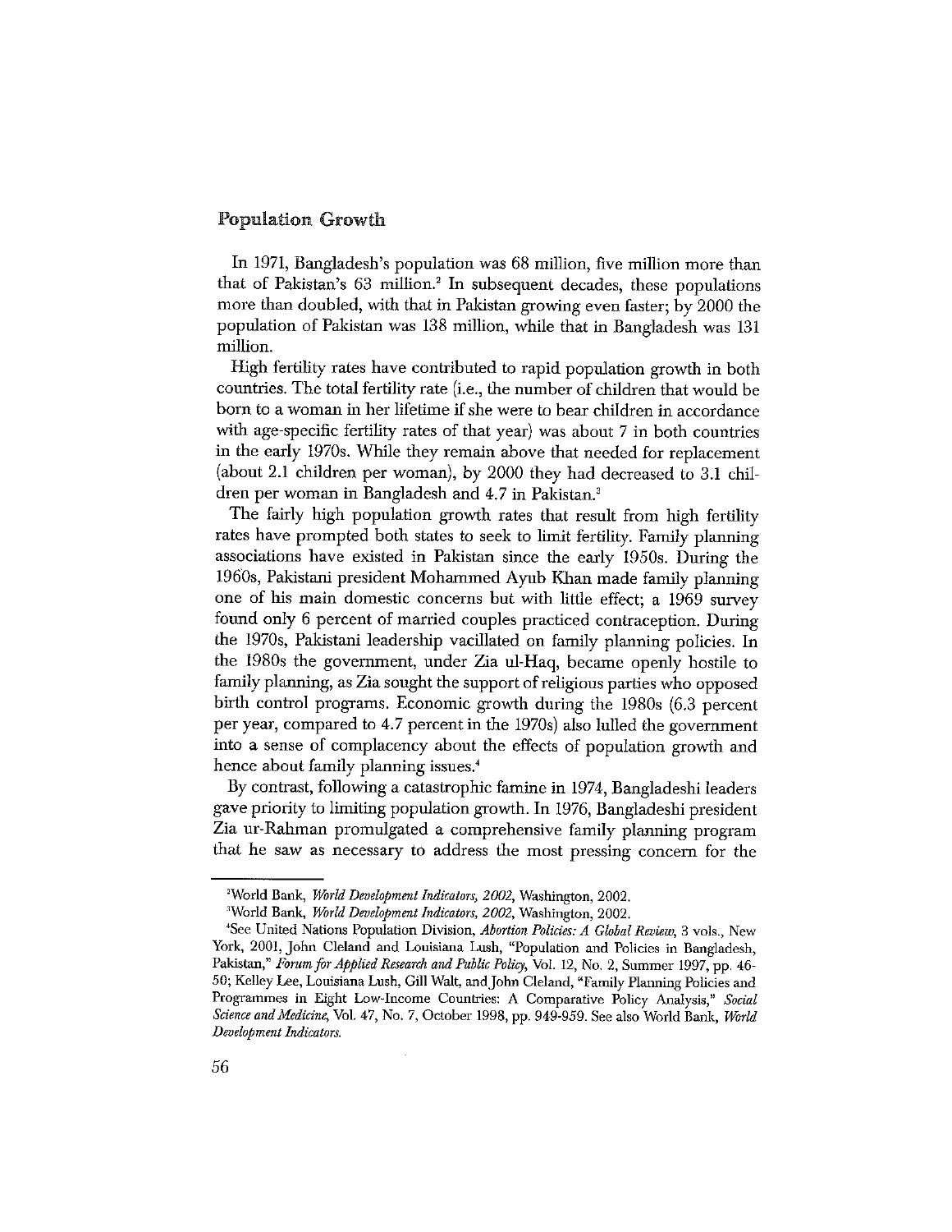## Population Growth

In 1971, Bangladesh's population was 68 million, five million more than that of Pakistan's 63 million.[2] In subsequent decades, these populations more than doubled, with that in Pakistan growing even faster; by 2000 the population of Pakistan was 138 million, while that in Bangladesh was 131 million.

High fertility rates have contributed to rapid population growth in both countries. The total fertility rate (i.e., the number of children that would be born to a woman in her lifetime if she were to bear children in accordance with age-specific fertility rates of that year) was about 7 in both countries in the early 1970s. While they remain above that needed for replacement (about 2.1 children per woman), by 2000 they had decreased to 3.1 children per woman in Bangladesh and 4.7 in Pakistan.[3]

The fairly high population growth rates that result from high fertility rates have prompted both states to seek to limit fertility. Family planning associations have existed in Pakistan since the early 1950s. During the 1960s, Pakistani president Mohammed Ayub Khan made family planning one of his main domestic concerns but with little effect; a 1969 survey found only 6 percent of married couples practiced contraception. During the 1970s, Pakistani leadership vacillated on family planning policies. In the 1980s the government, under Zia ul-Haq, became openly hostile to family planning, as Zia sought the support of religious parties who opposed birth control programs. Economic growth during the 1980s (6.3 percent per year, compared to 4.7 percent in the 1970s) also lulled the government into a sense of complacency about the effects of population growth and hence about family planning issues.[4]

By contrast, following a catastrophic famine in 1974, Bangladeshi leaders gave priority to limiting population growth. In 1976, Bangladeshi president Zia ur-Rahman promulgated a comprehensive family planning program that he saw as necessary to address the most pressing concern for the

---

[2] World Bank, *World Development Indicators, 2002*, Washington, 2002.

[3] World Bank, *World Development Indicators, 2002*, Washington, 2002.

[4] See United Nations Population Division, *Abortion Policies: A Global Review*, 3 vols., New York, 2001, John Cleland and Louisiana Lush, "Population and Policies in Bangladesh, Pakistan," *Forum for Applied Research and Public Policy*, Vol. 12, No. 2, Summer 1997, pp. 46-50; Kelley Lee, Louisiana Lush, Gill Walt, and John Cleland, "Family Planning Policies and Programmes in Eight Low-Income Countries: A Comparative Policy Analysis," *Social Science and Medicine*, Vol. 47, No. 7, October 1998, pp. 949-959. See also World Bank, *World Development Indicators*.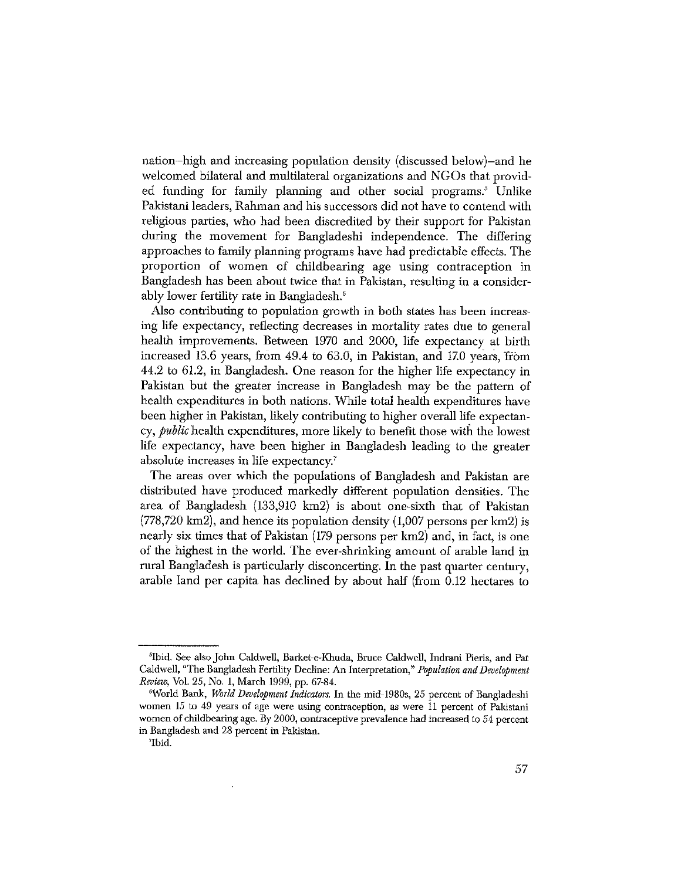nation–high and increasing population density (discussed below)–and he welcomed bilateral and multilateral organizations and NGOs that provided funding for family planning and other social programs.[5] Unlike Pakistani leaders, Rahman and his successors did not have to contend with religious parties, who had been discredited by their support for Pakistan during the movement for Bangladeshi independence. The differing approaches to family planning programs have had predictable effects. The proportion of women of childbearing age using contraception in Bangladesh has been about twice that in Pakistan, resulting in a considerably lower fertility rate in Bangladesh.[6]

Also contributing to population growth in both states has been increasing life expectancy, reflecting decreases in mortality rates due to general health improvements. Between 1970 and 2000, life expectancy at birth increased 13.6 years, from 49.4 to 63.0, in Pakistan, and 17.0 years, from 44.2 to 61.2, in Bangladesh. One reason for the higher life expectancy in Pakistan but the greater increase in Bangladesh may be the pattern of health expenditures in both nations. While total health expenditures have been higher in Pakistan, likely contributing to higher overall life expectancy, *public* health expenditures, more likely to benefit those with the lowest life expectancy, have been higher in Bangladesh leading to the greater absolute increases in life expectancy.[7]

The areas over which the populations of Bangladesh and Pakistan are distributed have produced markedly different population densities. The area of Bangladesh (133,910 km2) is about one-sixth that of Pakistan (778,720 km2), and hence its population density (1,007 persons per km2) is nearly six times that of Pakistan (179 persons per km2) and, in fact, is one of the highest in the world. The ever-shrinking amount of arable land in rural Bangladesh is particularly disconcerting. In the past quarter century, arable land per capita has declined by about half (from 0.12 hectares to

---

[5] Ibid. See also John Caldwell, Barket-e-Khuda, Bruce Caldwell, Indrani Pieris, and Pat Caldwell, "The Bangladesh Fertility Decline: An Interpretation," *Population and Development Review*, Vol. 25, No. 1, March 1999, pp. 67-84.

[6] World Bank, *World Development Indicators*. In the mid-1980s, 25 percent of Bangladeshi women 15 to 49 years of age were using contraception, as were 11 percent of Pakistani women of childbearing age. By 2000, contraceptive prevalence had increased to 54 percent in Bangladesh and 28 percent in Pakistan.

[7] Ibid.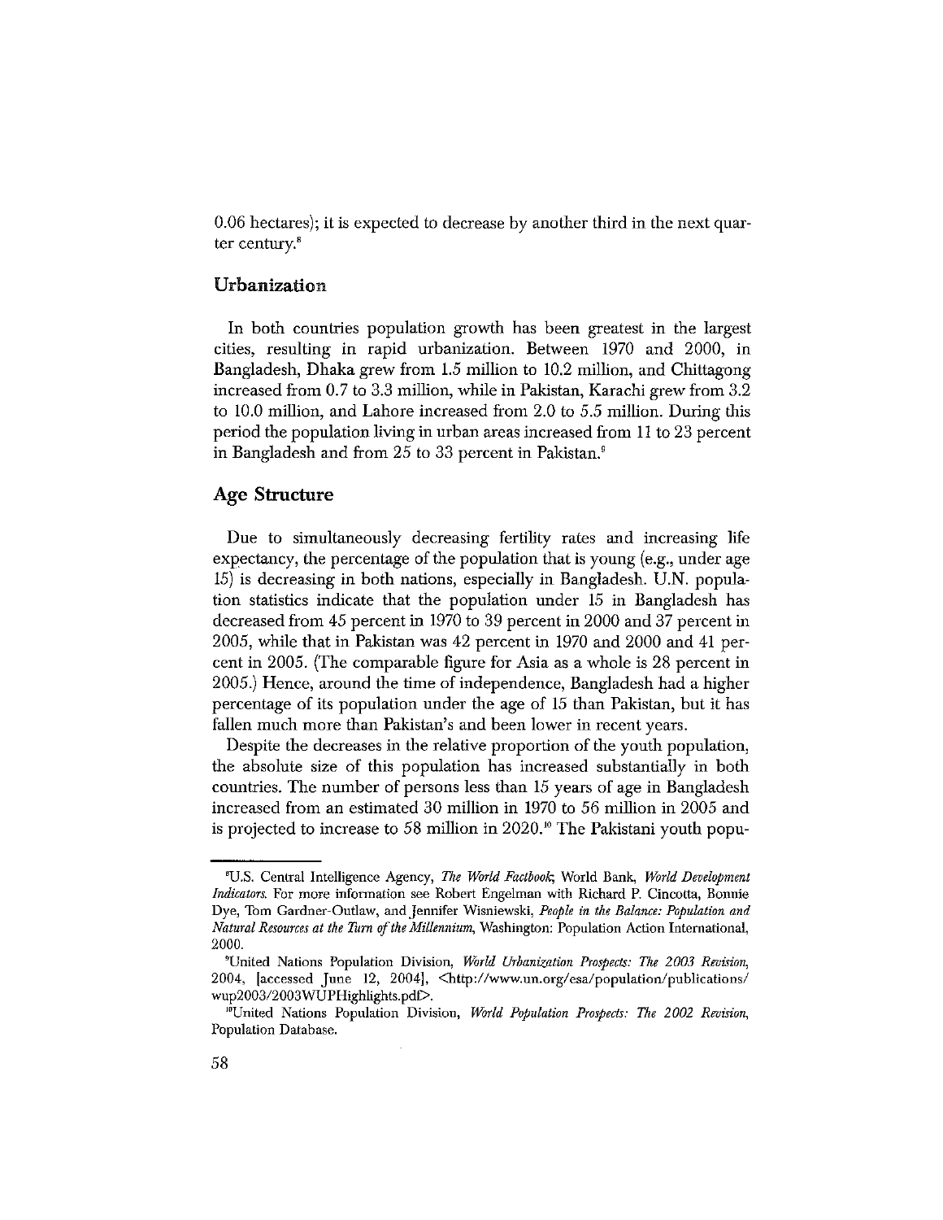0.06 hectares); it is expected to decrease by another third in the next quarter century.[8]

## Urbanization

In both countries population growth has been greatest in the largest cities, resulting in rapid urbanization. Between 1970 and 2000, in Bangladesh, Dhaka grew from 1.5 million to 10.2 million, and Chittagong increased from 0.7 to 3.3 million, while in Pakistan, Karachi grew from 3.2 to 10.0 million, and Lahore increased from 2.0 to 5.5 million. During this period the population living in urban areas increased from 11 to 23 percent in Bangladesh and from 25 to 33 percent in Pakistan.[9]

## Age Structure

Due to simultaneously decreasing fertility rates and increasing life expectancy, the percentage of the population that is young (e.g., under age 15) is decreasing in both nations, especially in Bangladesh. U.N. population statistics indicate that the population under 15 in Bangladesh has decreased from 45 percent in 1970 to 39 percent in 2000 and 37 percent in 2005, while that in Pakistan was 42 percent in 1970 and 2000 and 41 percent in 2005. (The comparable figure for Asia as a whole is 28 percent in 2005.) Hence, around the time of independence, Bangladesh had a higher percentage of its population under the age of 15 than Pakistan, but it has fallen much more than Pakistan's and been lower in recent years.

Despite the decreases in the relative proportion of the youth population, the absolute size of this population has increased substantially in both countries. The number of persons less than 15 years of age in Bangladesh increased from an estimated 30 million in 1970 to 56 million in 2005 and is projected to increase to 58 million in 2020.[10] The Pakistani youth popu-

---

[8]U.S. Central Intelligence Agency, *The World Factbook*; World Bank, *World Development Indicators*. For more information see Robert Engelman with Richard P. Cincotta, Bonnie Dye, Tom Gardner-Outlaw, and Jennifer Wisniewski, *People in the Balance: Population and Natural Resources at the Turn of the Millennium*, Washington: Population Action International, 2000.

[9]United Nations Population Division, *World Urbanization Prospects: The 2003 Revision*, 2004, [accessed June 12, 2004], <http://www.un.org/esa/population/publications/wup2003/2003WUPHighlights.pdf>.

[10]United Nations Population Division, *World Population Prospects: The 2002 Revision*, Population Database.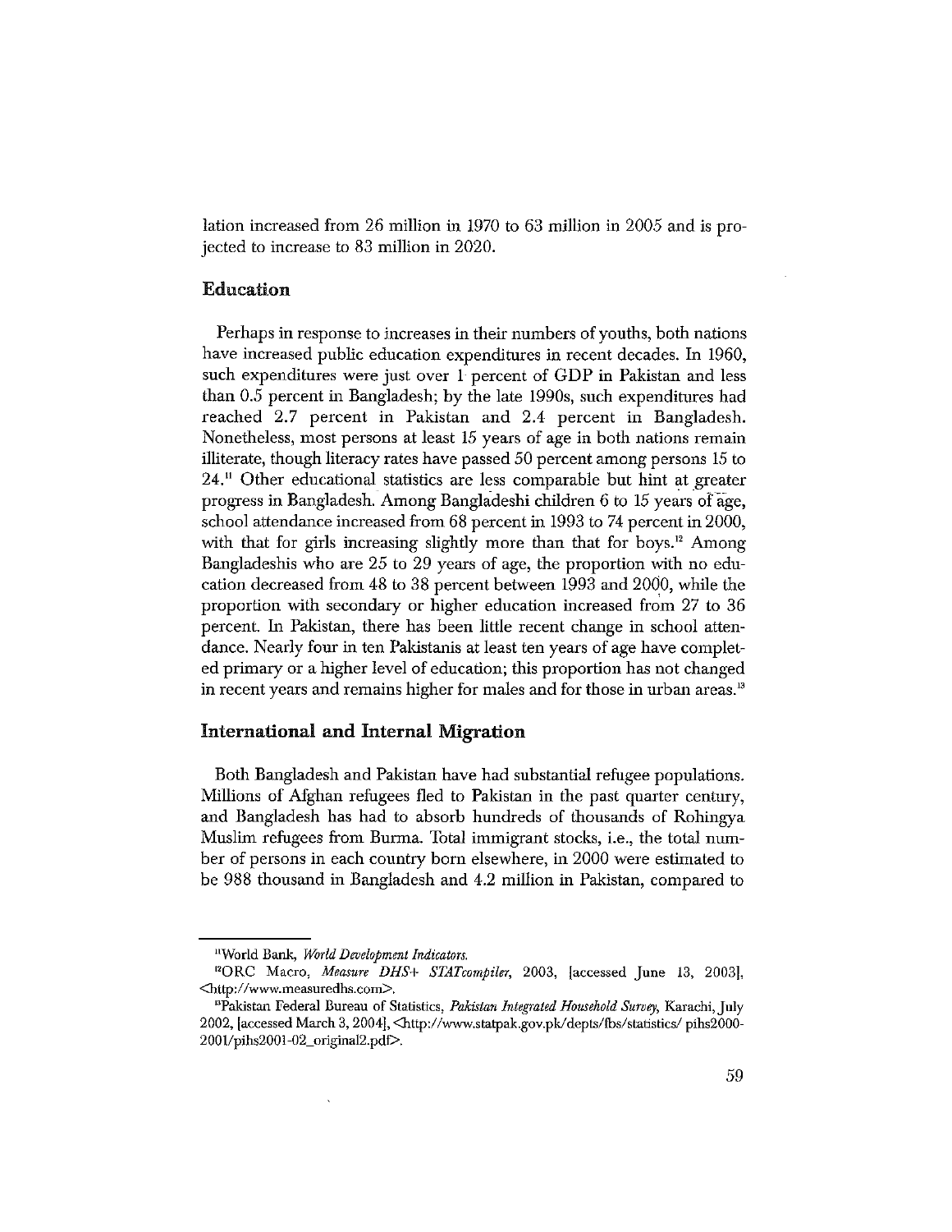lation increased from 26 million in 1970 to 63 million in 2005 and is projected to increase to 83 million in 2020.

## Education

Perhaps in response to increases in their numbers of youths, both nations have increased public education expenditures in recent decades. In 1960, such expenditures were just over 1 percent of GDP in Pakistan and less than 0.5 percent in Bangladesh; by the late 1990s, such expenditures had reached 2.7 percent in Pakistan and 2.4 percent in Bangladesh. Nonetheless, most persons at least 15 years of age in both nations remain illiterate, though literacy rates have passed 50 percent among persons 15 to 24.[11] Other educational statistics are less comparable but hint at greater progress in Bangladesh. Among Bangladeshi children 6 to 15 years of age, school attendance increased from 68 percent in 1993 to 74 percent in 2000, with that for girls increasing slightly more than that for boys.[12] Among Bangladeshis who are 25 to 29 years of age, the proportion with no education decreased from 48 to 38 percent between 1993 and 2000, while the proportion with secondary or higher education increased from 27 to 36 percent. In Pakistan, there has been little recent change in school attendance. Nearly four in ten Pakistanis at least ten years of age have completed primary or a higher level of education; this proportion has not changed in recent years and remains higher for males and for those in urban areas.[13]

## International and Internal Migration

Both Bangladesh and Pakistan have had substantial refugee populations. Millions of Afghan refugees fled to Pakistan in the past quarter century, and Bangladesh has had to absorb hundreds of thousands of Rohingya Muslim refugees from Burma. Total immigrant stocks, i.e., the total number of persons in each country born elsewhere, in 2000 were estimated to be 988 thousand in Bangladesh and 4.2 million in Pakistan, compared to

---

[11] World Bank, *World Development Indicators.*

[12] ORC Macro, *Measure DHS+ STATcompiler*, 2003, [accessed June 13, 2003], <http://www.measuredhs.com>.

[13] Pakistan Federal Bureau of Statistics, *Pakistan Integrated Household Survey*, Karachi, July 2002, [accessed March 3, 2004], <http://www.statpak.gov.pk/depts/fbs/statistics/ pihs2000-2001/pihs2001-02_original2.pdf>.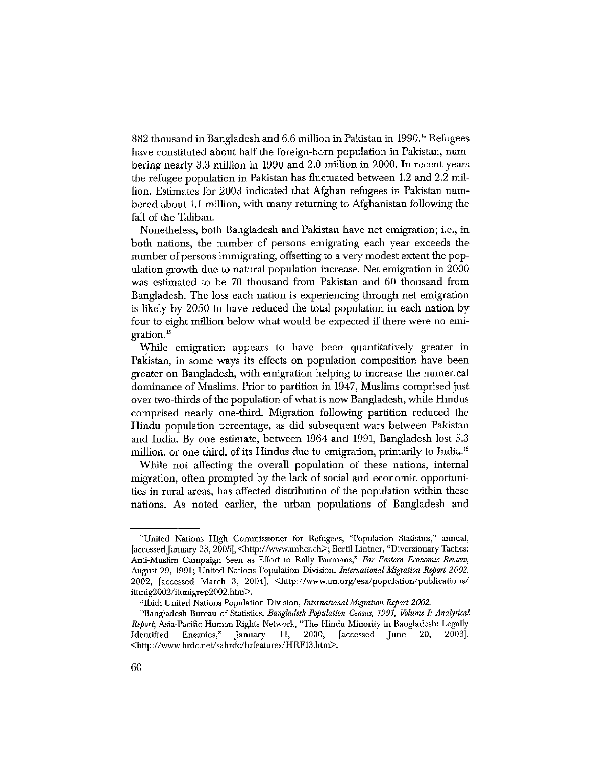882 thousand in Bangladesh and 6.6 million in Pakistan in 1990.[14] Refugees have constituted about half the foreign-born population in Pakistan, numbering nearly 3.3 million in 1990 and 2.0 million in 2000. In recent years the refugee population in Pakistan has fluctuated between 1.2 and 2.2 million. Estimates for 2003 indicated that Afghan refugees in Pakistan numbered about 1.1 million, with many returning to Afghanistan following the fall of the Taliban.

Nonetheless, both Bangladesh and Pakistan have net emigration; i.e., in both nations, the number of persons emigrating each year exceeds the number of persons immigrating, offsetting to a very modest extent the population growth due to natural population increase. Net emigration in 2000 was estimated to be 70 thousand from Pakistan and 60 thousand from Bangladesh. The loss each nation is experiencing through net emigration is likely by 2050 to have reduced the total population in each nation by four to eight million below what would be expected if there were no emigration.[15]

While emigration appears to have been quantitatively greater in Pakistan, in some ways its effects on population composition have been greater on Bangladesh, with emigration helping to increase the numerical dominance of Muslims. Prior to partition in 1947, Muslims comprised just over two-thirds of the population of what is now Bangladesh, while Hindus comprised nearly one-third. Migration following partition reduced the Hindu population percentage, as did subsequent wars between Pakistan and India. By one estimate, between 1964 and 1991, Bangladesh lost 5.3 million, or one third, of its Hindus due to emigration, primarily to India.[16]

While not affecting the overall population of these nations, internal migration, often prompted by the lack of social and economic opportunities in rural areas, has affected distribution of the population within these nations. As noted earlier, the urban populations of Bangladesh and

---

[14] United Nations High Commissioner for Refugees, "Population Statistics," annual, [accessed January 23, 2005], <http://www.unhcr.ch>; Bertil Lintner, "Diversionary Tactics: Anti-Muslim Campaign Seen as Effort to Rally Burmans," *Far Eastern Economic Review*, August 29, 1991; United Nations Population Division, *International Migration Report 2002*, 2002, [accessed March 3, 2004], <http://www.un.org/esa/population/publications/ittmig2002/ittmigrep2002.htm>.

[15] Ibid; United Nations Population Division, *International Migration Report 2002*.

[16] Bangladesh Bureau of Statistics, *Bangladesh Population Census, 1991, Volume I: Analytical Report*; Asia-Pacific Human Rights Network, "The Hindu Minority in Bangladesh: Legally Identified Enemies," January 11, 2000, [accessed June 20, 2003], <http://www.hrdc.net/sahrdc/hrfeatures/HRF13.htm>.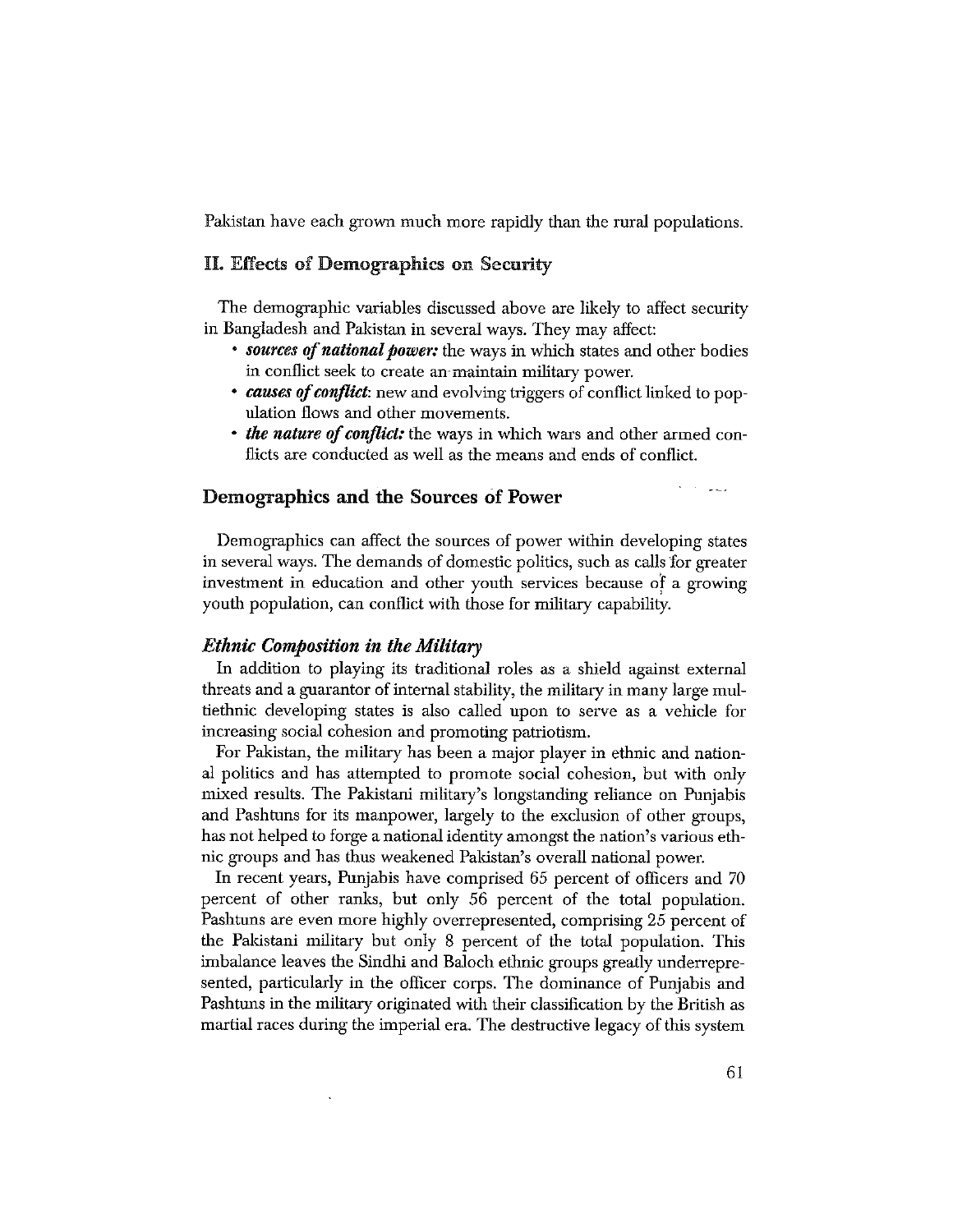Pakistan have each grown much more rapidly than the rural populations.

## II. Effects of Demographics on Security

The demographic variables discussed above are likely to affect security in Bangladesh and Pakistan in several ways. They may affect:

- ***sources of national power:*** the ways in which states and other bodies in conflict seek to create an maintain military power.
- ***causes of conflict***: new and evolving triggers of conflict linked to population flows and other movements.
- ***the nature of conflict:*** the ways in which wars and other armed conflicts are conducted as well as the means and ends of conflict.

### Demographics and the Sources of Power

Demographics can affect the sources of power within developing states in several ways. The demands of domestic politics, such as calls for greater investment in education and other youth services because of a growing youth population, can conflict with those for military capability.

#### *Ethnic Composition in the Military*

In addition to playing its traditional roles as a shield against external threats and a guarantor of internal stability, the military in many large multiethnic developing states is also called upon to serve as a vehicle for increasing social cohesion and promoting patriotism.

For Pakistan, the military has been a major player in ethnic and national politics and has attempted to promote social cohesion, but with only mixed results. The Pakistani military's longstanding reliance on Punjabis and Pashtuns for its manpower, largely to the exclusion of other groups, has not helped to forge a national identity amongst the nation's various ethnic groups and has thus weakened Pakistan's overall national power.

In recent years, Punjabis have comprised 65 percent of officers and 70 percent of other ranks, but only 56 percent of the total population. Pashtuns are even more highly overrepresented, comprising 25 percent of the Pakistani military but only 8 percent of the total population. This imbalance leaves the Sindhi and Baloch ethnic groups greatly underrepresented, particularly in the officer corps. The dominance of Punjabis and Pashtuns in the military originated with their classification by the British as martial races during the imperial era. The destructive legacy of this system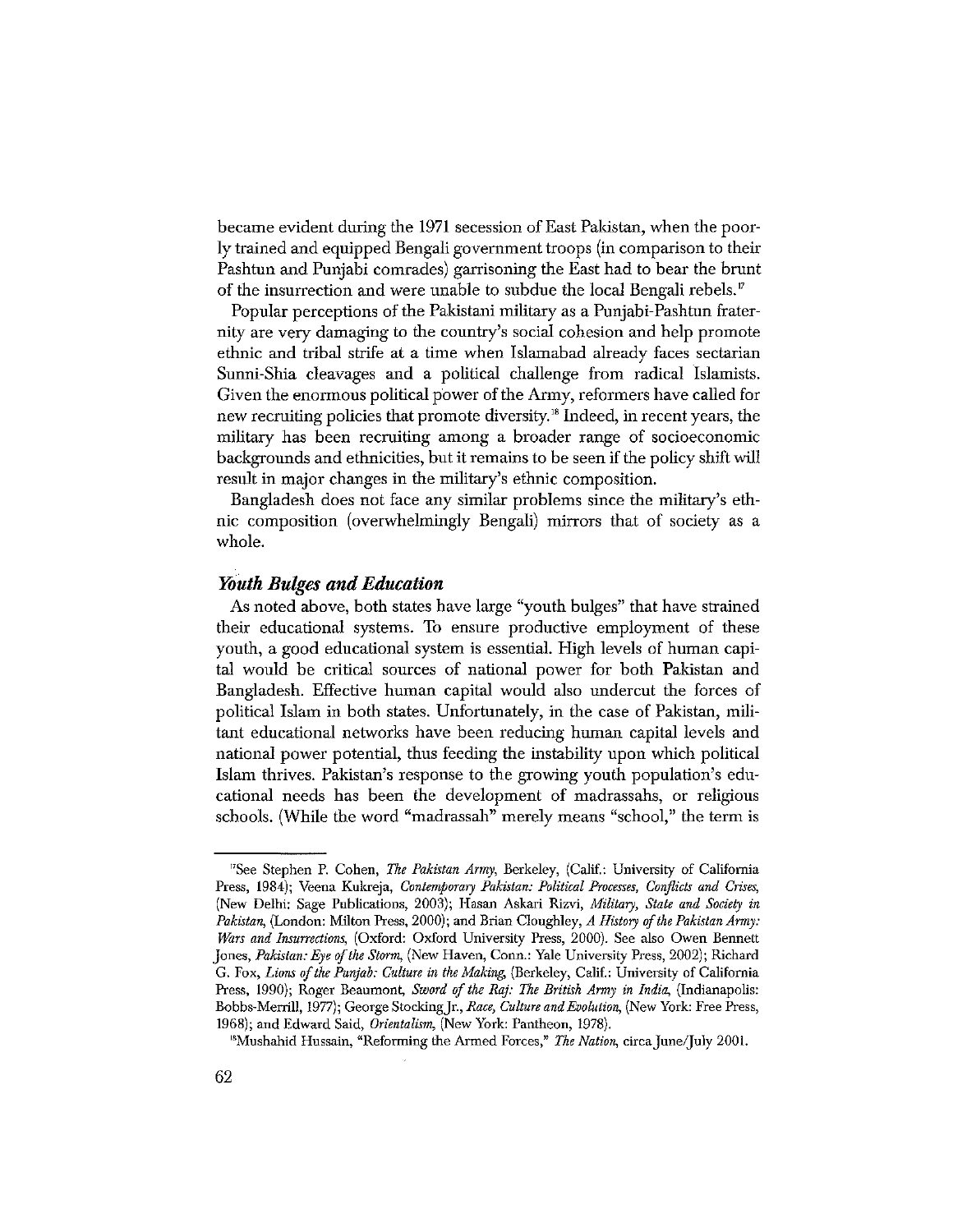became evident during the 1971 secession of East Pakistan, when the poorly trained and equipped Bengali government troops (in comparison to their Pashtun and Punjabi comrades) garrisoning the East had to bear the brunt of the insurrection and were unable to subdue the local Bengali rebels.[17]

Popular perceptions of the Pakistani military as a Punjabi-Pashtun fraternity are very damaging to the country's social cohesion and help promote ethnic and tribal strife at a time when Islamabad already faces sectarian Sunni-Shia cleavages and a political challenge from radical Islamists. Given the enormous political power of the Army, reformers have called for new recruiting policies that promote diversity.[18] Indeed, in recent years, the military has been recruiting among a broader range of socioeconomic backgrounds and ethnicities, but it remains to be seen if the policy shift will result in major changes in the military's ethnic composition.

Bangladesh does not face any similar problems since the military's ethnic composition (overwhelmingly Bengali) mirrors that of society as a whole.

### *Youth Bulges and Education*

As noted above, both states have large "youth bulges" that have strained their educational systems. To ensure productive employment of these youth, a good educational system is essential. High levels of human capital would be critical sources of national power for both Pakistan and Bangladesh. Effective human capital would also undercut the forces of political Islam in both states. Unfortunately, in the case of Pakistan, militant educational networks have been reducing human capital levels and national power potential, thus feeding the instability upon which political Islam thrives. Pakistan's response to the growing youth population's educational needs has been the development of madrassahs, or religious schools. (While the word "madrassah" merely means "school," the term is

---

[17]See Stephen P. Cohen, *The Pakistan Army*, Berkeley, (Calif.: University of California Press, 1984); Veena Kukreja, *Contemporary Pakistan: Political Processes, Conflicts and Crises*, (New Delhi: Sage Publications, 2003); Hasan Askari Rizvi, *Military, State and Society in Pakistan*, (London: Milton Press, 2000); and Brian Cloughley, *A History of the Pakistan Army: Wars and Insurrections*, (Oxford: Oxford University Press, 2000). See also Owen Bennett Jones, *Pakistan: Eye of the Storm*, (New Haven, Conn.: Yale University Press, 2002); Richard G. Fox, *Lions of the Punjab: Culture in the Making*, (Berkeley, Calif.: University of California Press, 1990); Roger Beaumont, *Sword of the Raj: The British Army in India*, (Indianapolis: Bobbs-Merrill, 1977); George Stocking Jr., *Race, Culture and Evolution*, (New York: Free Press, 1968); and Edward Said, *Orientalism*, (New York: Pantheon, 1978).

[18]Mushahid Hussain, "Reforming the Armed Forces," *The Nation*, circa June/July 2001.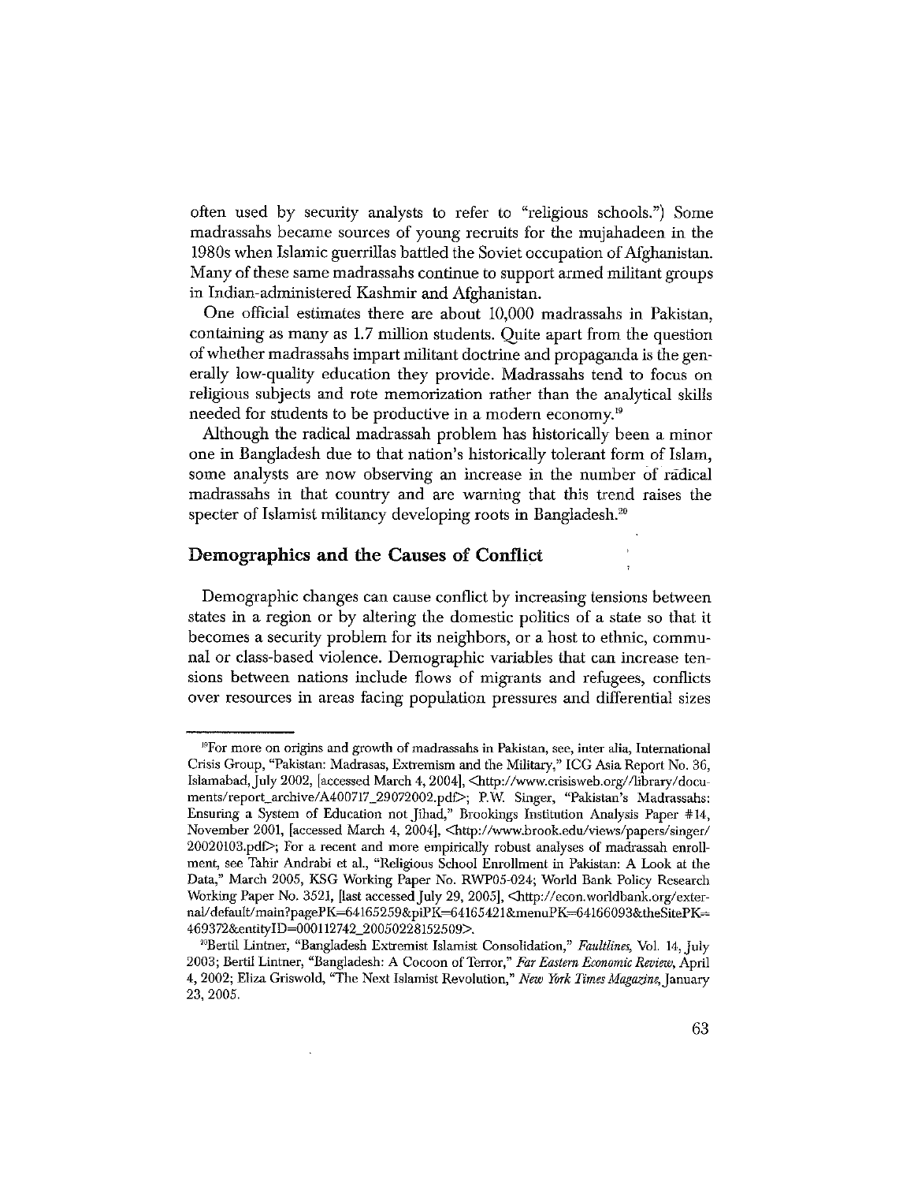often used by security analysts to refer to "religious schools.") Some madrassahs became sources of young recruits for the mujahadeen in the 1980s when Islamic guerrillas battled the Soviet occupation of Afghanistan. Many of these same madrassahs continue to support armed militant groups in Indian-administered Kashmir and Afghanistan.

One official estimates there are about 10,000 madrassahs in Pakistan, containing as many as 1.7 million students. Quite apart from the question of whether madrassahs impart militant doctrine and propaganda is the generally low-quality education they provide. Madrassahs tend to focus on religious subjects and rote memorization rather than the analytical skills needed for students to be productive in a modern economy.[19]

Although the radical madrassah problem has historically been a minor one in Bangladesh due to that nation's historically tolerant form of Islam, some analysts are now observing an increase in the number of radical madrassahs in that country and are warning that this trend raises the specter of Islamist militancy developing roots in Bangladesh.[20]

## Demographics and the Causes of Conflict

Demographic changes can cause conflict by increasing tensions between states in a region or by altering the domestic politics of a state so that it becomes a security problem for its neighbors, or a host to ethnic, communal or class-based violence. Demographic variables that can increase tensions between nations include flows of migrants and refugees, conflicts over resources in areas facing population pressures and differential sizes

---

[19]For more on origins and growth of madrassahs in Pakistan, see, inter alia, International Crisis Group, "Pakistan: Madrasas, Extremism and the Military," ICG Asia Report No. 36, Islamabad, July 2002, [accessed March 4, 2004], <http://www.crisisweb.org//library/documents/report_archive/A400717_29072002.pdf>; P.W. Singer, "Pakistan's Madrassahs: Ensuring a System of Education not Jihad," Brookings Institution Analysis Paper #14, November 2001, [accessed March 4, 2004], <http://www.brook.edu/views/papers/singer/20020103.pdf>; For a recent and more empirically robust analyses of madrassah enrollment, see Tahir Andrabi et al., "Religious School Enrollment in Pakistan: A Look at the Data," March 2005, KSG Working Paper No. RWP05-024; World Bank Policy Research Working Paper No. 3521, [last accessed July 29, 2005], <http://econ.worldbank.org/external/default/main?pagePK=64165259&piPK=64165421&menuPK=64166093&theSitePK=469372&entityID=000112742_20050228152509>.

[20]Bertil Lintner, "Bangladesh Extremist Islamist Consolidation," *Faultlines*, Vol. 14, July 2003; Bertil Lintner, "Bangladesh: A Cocoon of Terror," *Far Eastern Economic Review*, April 4, 2002; Eliza Griswold, "The Next Islamist Revolution," *New York Times Magazine*, January 23, 2005.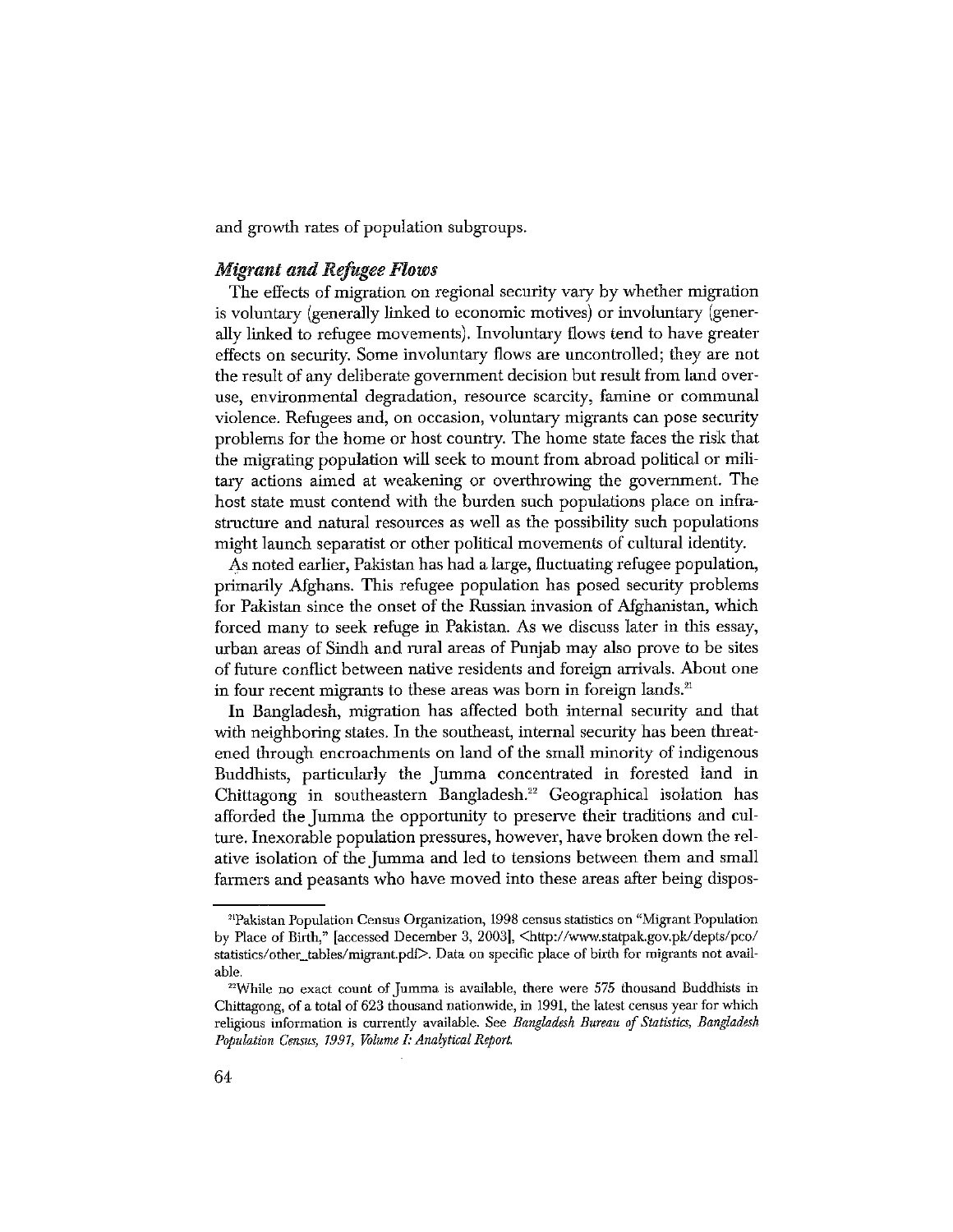and growth rates of population subgroups.

### *Migrant and Refugee Flows*

The effects of migration on regional security vary by whether migration is voluntary (generally linked to economic motives) or involuntary (generally linked to refugee movements). Involuntary flows tend to have greater effects on security. Some involuntary flows are uncontrolled; they are not the result of any deliberate government decision but result from land overuse, environmental degradation, resource scarcity, famine or communal violence. Refugees and, on occasion, voluntary migrants can pose security problems for the home or host country. The home state faces the risk that the migrating population will seek to mount from abroad political or military actions aimed at weakening or overthrowing the government. The host state must contend with the burden such populations place on infrastructure and natural resources as well as the possibility such populations might launch separatist or other political movements of cultural identity.

As noted earlier, Pakistan has had a large, fluctuating refugee population, primarily Afghans. This refugee population has posed security problems for Pakistan since the onset of the Russian invasion of Afghanistan, which forced many to seek refuge in Pakistan. As we discuss later in this essay, urban areas of Sindh and rural areas of Punjab may also prove to be sites of future conflict between native residents and foreign arrivals. About one in four recent migrants to these areas was born in foreign lands.[21]

In Bangladesh, migration has affected both internal security and that with neighboring states. In the southeast, internal security has been threatened through encroachments on land of the small minority of indigenous Buddhists, particularly the Jumma concentrated in forested land in Chittagong in southeastern Bangladesh.[22] Geographical isolation has afforded the Jumma the opportunity to preserve their traditions and culture. Inexorable population pressures, however, have broken down the relative isolation of the Jumma and led to tensions between them and small farmers and peasants who have moved into these areas after being dispos-

---

[21] Pakistan Population Census Organization, 1998 census statistics on "Migrant Population by Place of Birth," [accessed December 3, 2003], <http://www.statpak.gov.pk/depts/pco/statistics/other_tables/migrant.pdf>. Data on specific place of birth for migrants not available.

[22] While no exact count of Jumma is available, there were 575 thousand Buddhists in Chittagong, of a total of 623 thousand nationwide, in 1991, the latest census year for which religious information is currently available. See *Bangladesh Bureau of Statistics, Bangladesh Population Census, 1991, Volume I: Analytical Report.*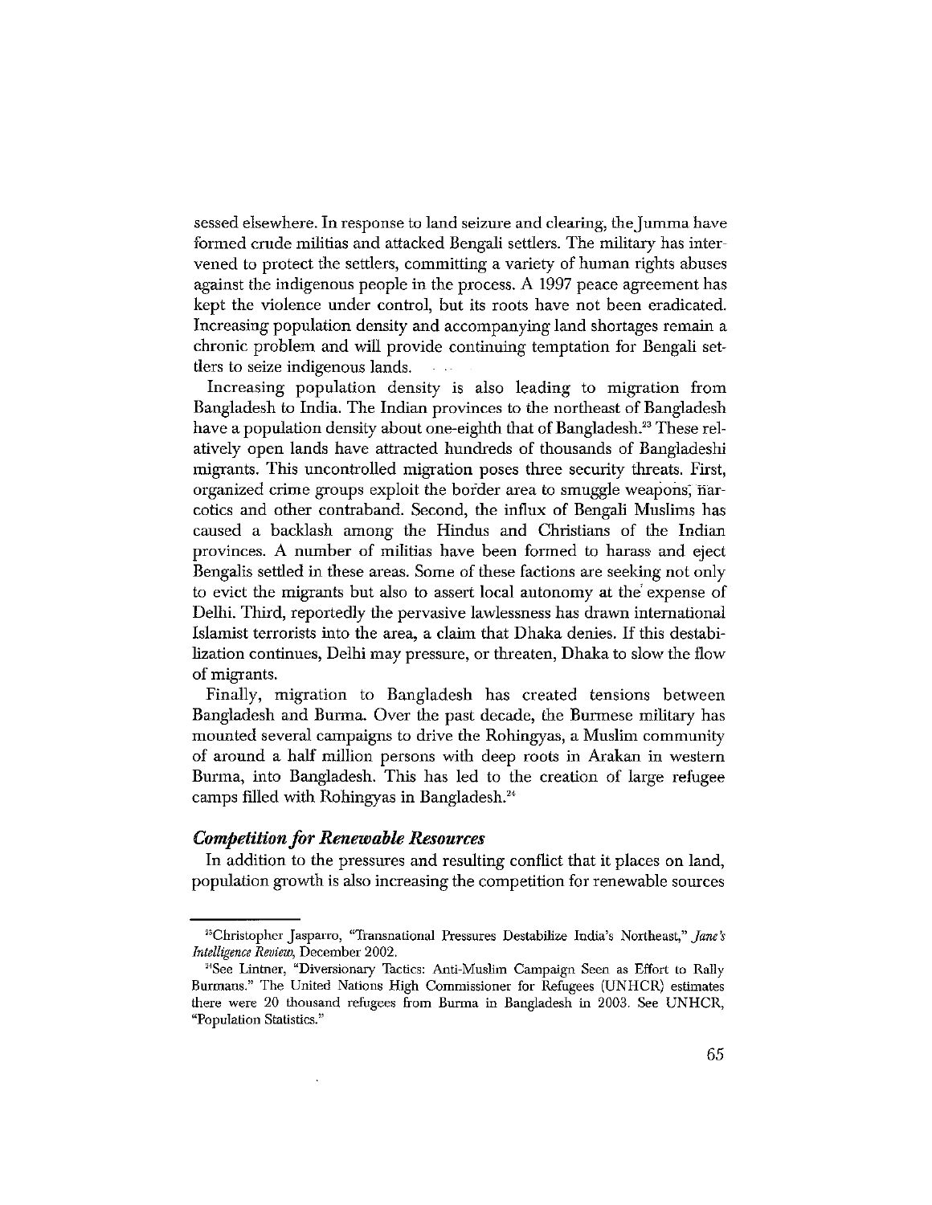sessed elsewhere. In response to land seizure and clearing, the Jumma have formed crude militias and attacked Bengali settlers. The military has intervened to protect the settlers, committing a variety of human rights abuses against the indigenous people in the process. A 1997 peace agreement has kept the violence under control, but its roots have not been eradicated. Increasing population density and accompanying land shortages remain a chronic problem and will provide continuing temptation for Bengali settlers to seize indigenous lands.

Increasing population density is also leading to migration from Bangladesh to India. The Indian provinces to the northeast of Bangladesh have a population density about one-eighth that of Bangladesh.[23] These relatively open lands have attracted hundreds of thousands of Bangladeshi migrants. This uncontrolled migration poses three security threats. First, organized crime groups exploit the border area to smuggle weapons, narcotics and other contraband. Second, the influx of Bengali Muslims has caused a backlash among the Hindus and Christians of the Indian provinces. A number of militias have been formed to harass and eject Bengalis settled in these areas. Some of these factions are seeking not only to evict the migrants but also to assert local autonomy at the expense of Delhi. Third, reportedly the pervasive lawlessness has drawn international Islamist terrorists into the area, a claim that Dhaka denies. If this destabilization continues, Delhi may pressure, or threaten, Dhaka to slow the flow of migrants.

Finally, migration to Bangladesh has created tensions between Bangladesh and Burma. Over the past decade, the Burmese military has mounted several campaigns to drive the Rohingyas, a Muslim community of around a half million persons with deep roots in Arakan in western Burma, into Bangladesh. This has led to the creation of large refugee camps filled with Rohingyas in Bangladesh.[24]

### *Competition for Renewable Resources*

In addition to the pressures and resulting conflict that it places on land, population growth is also increasing the competition for renewable sources

---

[23] Christopher Jasparro, "Transnational Pressures Destabilize India's Northeast," *Jane's Intelligence Review*, December 2002.

[24] See Lintner, "Diversionary Tactics: Anti-Muslim Campaign Seen as Effort to Rally Burmans." The United Nations High Commissioner for Refugees (UNHCR) estimates there were 20 thousand refugees from Burma in Bangladesh in 2003. See UNHCR, "Population Statistics."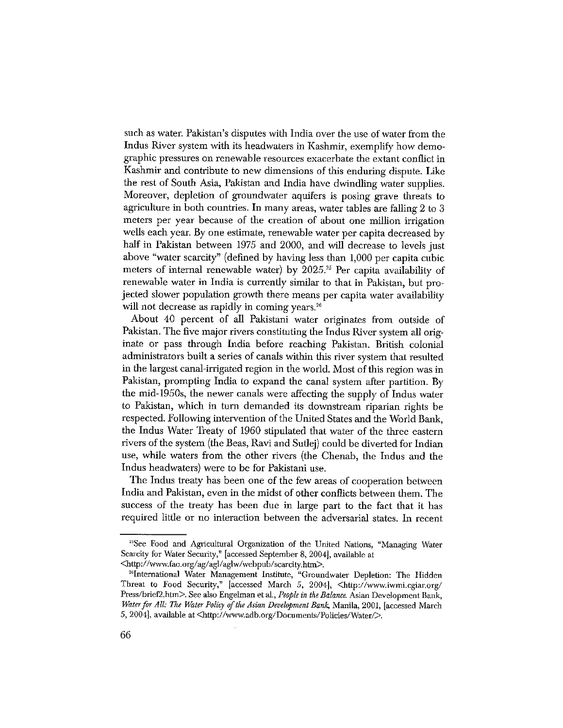such as water. Pakistan's disputes with India over the use of water from the Indus River system with its headwaters in Kashmir, exemplify how demographic pressures on renewable resources exacerbate the extant conflict in Kashmir and contribute to new dimensions of this enduring dispute. Like the rest of South Asia, Pakistan and India have dwindling water supplies. Moreover, depletion of groundwater aquifers is posing grave threats to agriculture in both countries. In many areas, water tables are falling 2 to 3 meters per year because of the creation of about one million irrigation wells each year. By one estimate, renewable water per capita decreased by half in Pakistan between 1975 and 2000, and will decrease to levels just above "water scarcity" (defined by having less than 1,000 per capita cubic meters of internal renewable water) by 2025.[25] Per capita availability of renewable water in India is currently similar to that in Pakistan, but projected slower population growth there means per capita water availability will not decrease as rapidly in coming years.[26]

About 40 percent of all Pakistani water originates from outside of Pakistan. The five major rivers constituting the Indus River system all originate or pass through India before reaching Pakistan. British colonial administrators built a series of canals within this river system that resulted in the largest canal-irrigated region in the world. Most of this region was in Pakistan, prompting India to expand the canal system after partition. By the mid-1950s, the newer canals were affecting the supply of Indus water to Pakistan, which in turn demanded its downstream riparian rights be respected. Following intervention of the United States and the World Bank, the Indus Water Treaty of 1960 stipulated that water of the three eastern rivers of the system (the Beas, Ravi and Sutlej) could be diverted for Indian use, while waters from the other rivers (the Chenab, the Indus and the Indus headwaters) were to be for Pakistani use.

The Indus treaty has been one of the few areas of cooperation between India and Pakistan, even in the midst of other conflicts between them. The success of the treaty has been due in large part to the fact that it has required little or no interaction between the adversarial states. In recent

---

[25] See Food and Agricultural Organization of the United Nations, "Managing Water Scarcity for Water Security," [accessed September 8, 2004], available at <http://www.fao.org/ag/agl/aglw/webpub/scarcity.htm>.

[26] International Water Management Institute, "Groundwater Depletion: The Hidden Threat to Food Security," [accessed March 5, 2004], <http://www.iwmi.cgiar.org/Press/brief2.htm>. See also Engelman et al., *People in the Balance.* Asian Development Bank, *Water for All: The Water Policy of the Asian Development Bank,* Manila, 2001, [accessed March 5, 2004], available at <http://www.adb.org/Documents/Policies/Water/>.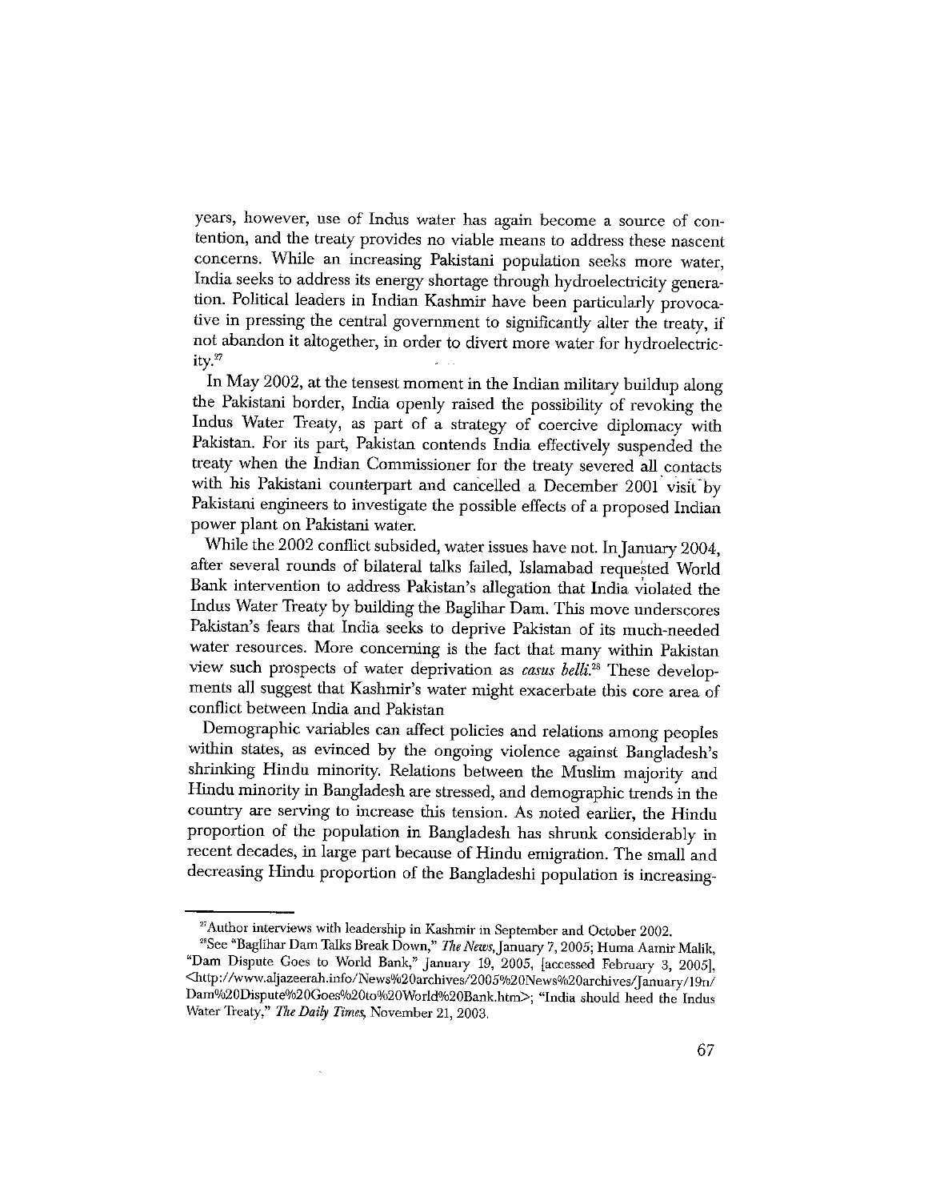years, however, use of Indus water has again become a source of contention, and the treaty provides no viable means to address these nascent concerns. While an increasing Pakistani population seeks more water, India seeks to address its energy shortage through hydroelectricity generation. Political leaders in Indian Kashmir have been particularly provocative in pressing the central government to significantly alter the treaty, if not abandon it altogether, in order to divert more water for hydroelectricity.[27]

In May 2002, at the tensest moment in the Indian military buildup along the Pakistani border, India openly raised the possibility of revoking the Indus Water Treaty, as part of a strategy of coercive diplomacy with Pakistan. For its part, Pakistan contends India effectively suspended the treaty when the Indian Commissioner for the treaty severed all contacts with his Pakistani counterpart and cancelled a December 2001 visit by Pakistani engineers to investigate the possible effects of a proposed Indian power plant on Pakistani water.

While the 2002 conflict subsided, water issues have not. In January 2004, after several rounds of bilateral talks failed, Islamabad requested World Bank intervention to address Pakistan's allegation that India violated the Indus Water Treaty by building the Baglihar Dam. This move underscores Pakistan's fears that India seeks to deprive Pakistan of its much-needed water resources. More concerning is the fact that many within Pakistan view such prospects of water deprivation as *casus belli*.[28] These developments all suggest that Kashmir's water might exacerbate this core area of conflict between India and Pakistan

Demographic variables can affect policies and relations among peoples within states, as evinced by the ongoing violence against Bangladesh's shrinking Hindu minority. Relations between the Muslim majority and Hindu minority in Bangladesh are stressed, and demographic trends in the country are serving to increase this tension. As noted earlier, the Hindu proportion of the population in Bangladesh has shrunk considerably in recent decades, in large part because of Hindu emigration. The small and decreasing Hindu proportion of the Bangladeshi population is increasing-

---

[27] Author interviews with leadership in Kashmir in September and October 2002.

[28] See "Baglihar Dam Talks Break Down," *The News*, January 7, 2005; Huma Aamir Malik, "Dam Dispute Goes to World Bank," January 19, 2005, [accessed February 3, 2005], <http://www.aljazeerah.info/News%20archives/2005%20News%20archives/January/19n/Dam%20Dispute%20Goes%20to%20World%20Bank.htm>; "India should heed the Indus Water Treaty," *The Daily Times*, November 21, 2003.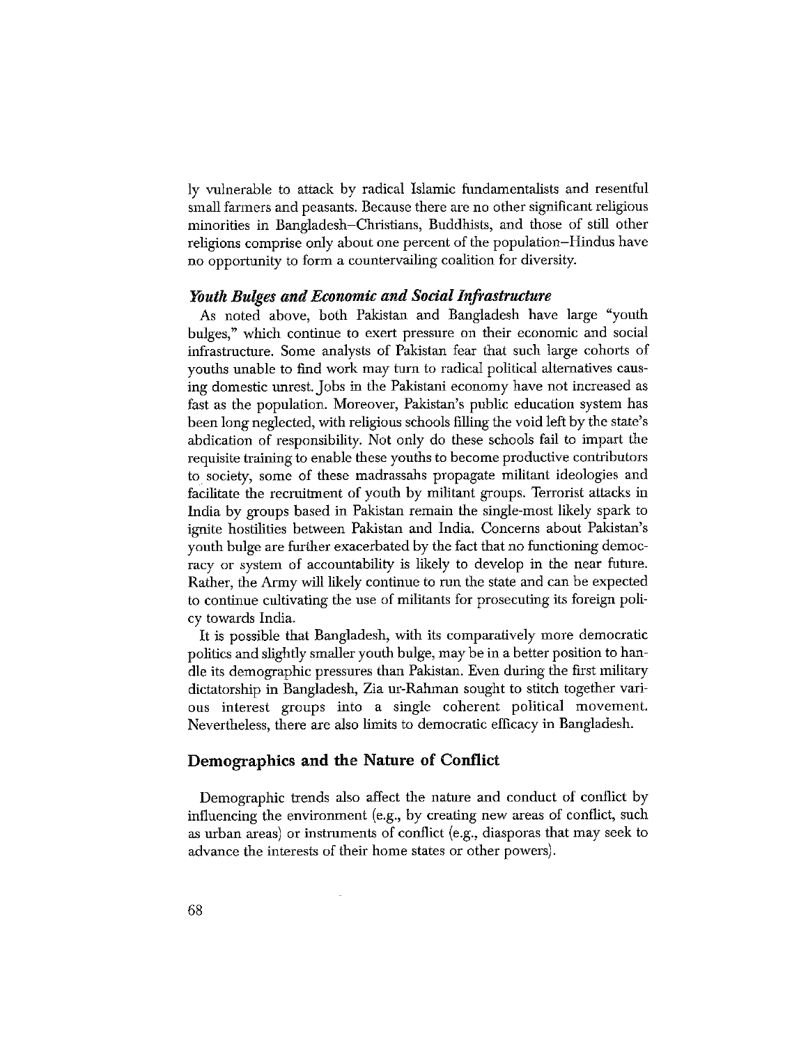ly vulnerable to attack by radical Islamic fundamentalists and resentful small farmers and peasants. Because there are no other significant religious minorities in Bangladesh–Christians, Buddhists, and those of still other religions comprise only about one percent of the population–Hindus have no opportunity to form a countervailing coalition for diversity.

### *Youth Bulges and Economic and Social Infrastructure*

As noted above, both Pakistan and Bangladesh have large "youth bulges," which continue to exert pressure on their economic and social infrastructure. Some analysts of Pakistan fear that such large cohorts of youths unable to find work may turn to radical political alternatives causing domestic unrest. Jobs in the Pakistani economy have not increased as fast as the population. Moreover, Pakistan's public education system has been long neglected, with religious schools filling the void left by the state's abdication of responsibility. Not only do these schools fail to impart the requisite training to enable these youths to become productive contributors to society, some of these madrassahs propagate militant ideologies and facilitate the recruitment of youth by militant groups. Terrorist attacks in India by groups based in Pakistan remain the single-most likely spark to ignite hostilities between Pakistan and India. Concerns about Pakistan's youth bulge are further exacerbated by the fact that no functioning democracy or system of accountability is likely to develop in the near future. Rather, the Army will likely continue to run the state and can be expected to continue cultivating the use of militants for prosecuting its foreign policy towards India.

It is possible that Bangladesh, with its comparatively more democratic politics and slightly smaller youth bulge, may be in a better position to handle its demographic pressures than Pakistan. Even during the first military dictatorship in Bangladesh, Zia ur-Rahman sought to stitch together various interest groups into a single coherent political movement. Nevertheless, there are also limits to democratic efficacy in Bangladesh.

## Demographics and the Nature of Conflict

Demographic trends also affect the nature and conduct of conflict by influencing the environment (e.g., by creating new areas of conflict, such as urban areas) or instruments of conflict (e.g., diasporas that may seek to advance the interests of their home states or other powers).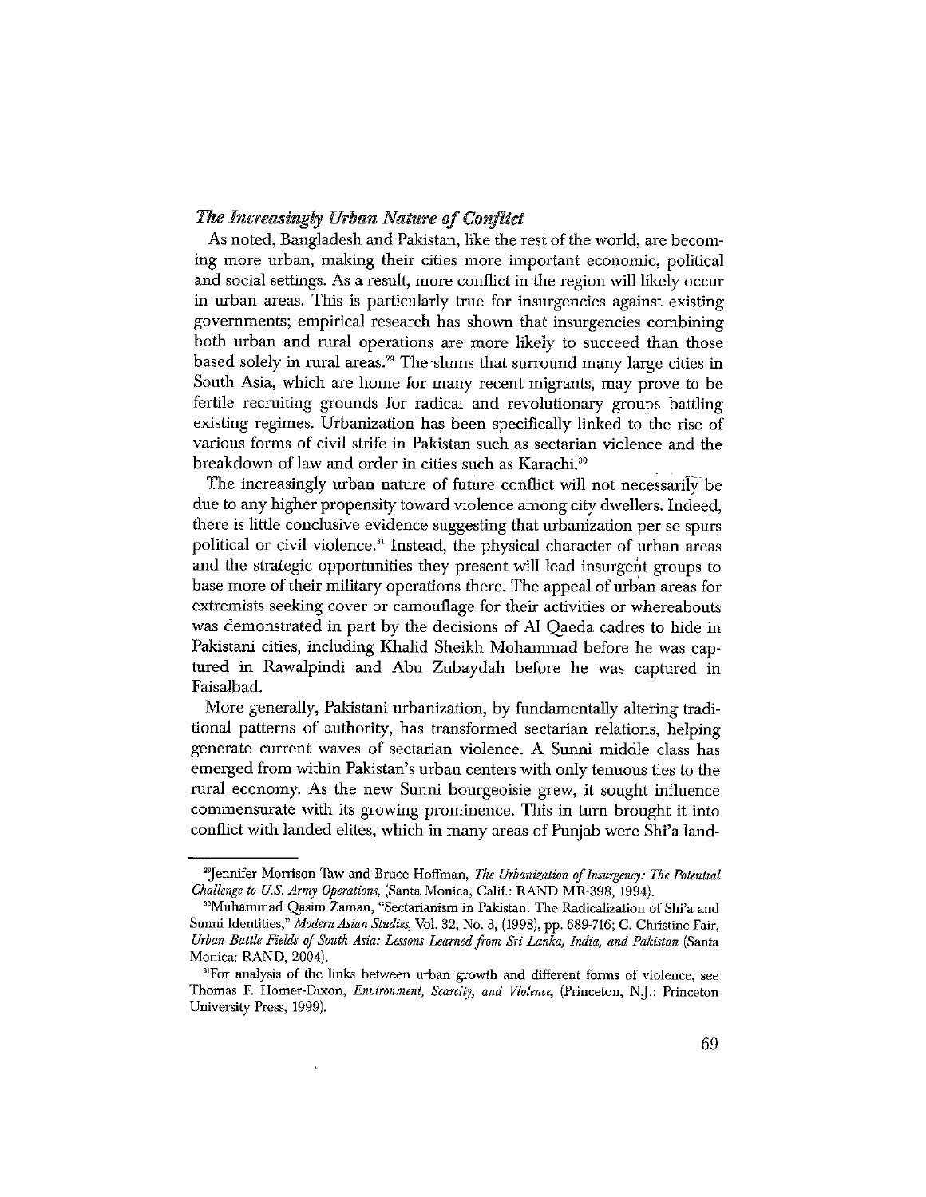### *The Increasingly Urban Nature of Conflict*

As noted, Bangladesh and Pakistan, like the rest of the world, are becoming more urban, making their cities more important economic, political and social settings. As a result, more conflict in the region will likely occur in urban areas. This is particularly true for insurgencies against existing governments; empirical research has shown that insurgencies combining both urban and rural operations are more likely to succeed than those based solely in rural areas.[29] The slums that surround many large cities in South Asia, which are home for many recent migrants, may prove to be fertile recruiting grounds for radical and revolutionary groups battling existing regimes. Urbanization has been specifically linked to the rise of various forms of civil strife in Pakistan such as sectarian violence and the breakdown of law and order in cities such as Karachi.[30]

The increasingly urban nature of future conflict will not necessarily be due to any higher propensity toward violence among city dwellers. Indeed, there is little conclusive evidence suggesting that urbanization per se spurs political or civil violence.[31] Instead, the physical character of urban areas and the strategic opportunities they present will lead insurgent groups to base more of their military operations there. The appeal of urban areas for extremists seeking cover or camouflage for their activities or whereabouts was demonstrated in part by the decisions of Al Qaeda cadres to hide in Pakistani cities, including Khalid Sheikh Mohammad before he was captured in Rawalpindi and Abu Zubaydah before he was captured in Faisalbad.

More generally, Pakistani urbanization, by fundamentally altering traditional patterns of authority, has transformed sectarian relations, helping generate current waves of sectarian violence. A Sunni middle class has emerged from within Pakistan's urban centers with only tenuous ties to the rural economy. As the new Sunni bourgeoisie grew, it sought influence commensurate with its growing prominence. This in turn brought it into conflict with landed elites, which in many areas of Punjab were Shi'a land-

---

[29] Jennifer Morrison Taw and Bruce Hoffman, *The Urbanization of Insurgency: The Potential Challenge to U.S. Army Operations*, (Santa Monica, Calif.: RAND MR-398, 1994).

[30] Muhammad Qasim Zaman, "Sectarianism in Pakistan: The Radicalization of Shi'a and Sunni Identities," *Modern Asian Studies*, Vol. 32, No. 3, (1998), pp. 689-716; C. Christine Fair, *Urban Battle Fields of South Asia: Lessons Learned from Sri Lanka, India, and Pakistan* (Santa Monica: RAND, 2004).

[31] For analysis of the links between urban growth and different forms of violence, see Thomas F. Homer-Dixon, *Environment, Scarcity, and Violence*, (Princeton, N.J.: Princeton University Press, 1999).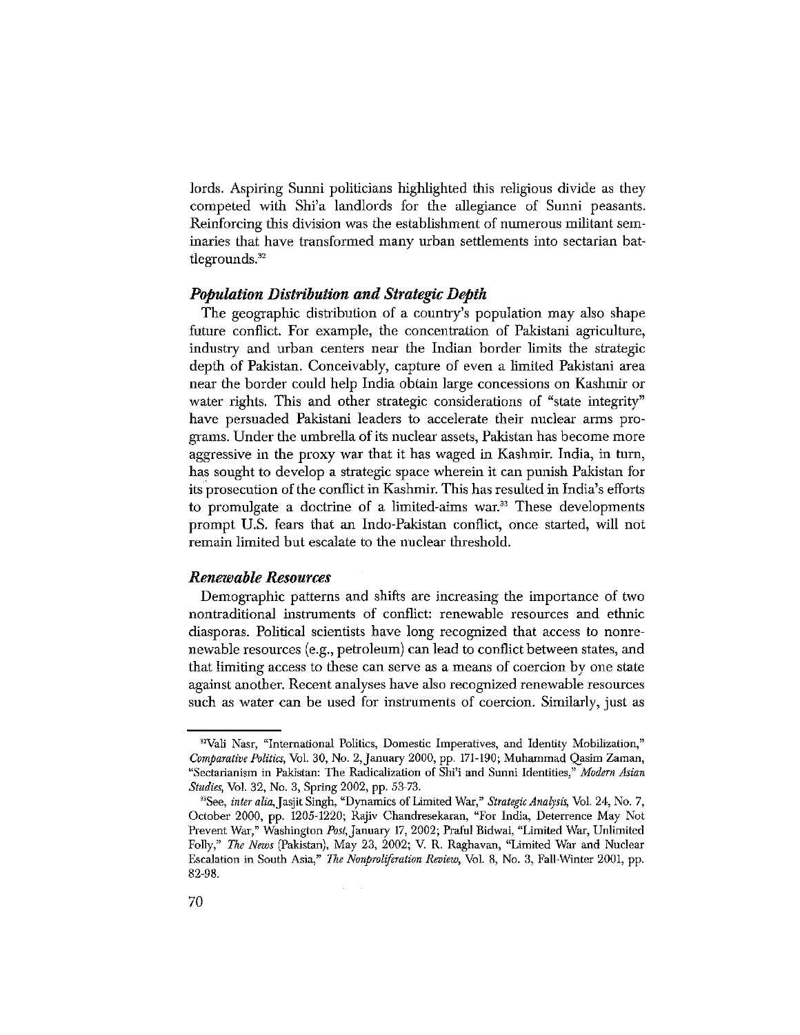lords. Aspiring Sunni politicians highlighted this religious divide as they competed with Shi'a landlords for the allegiance of Sunni peasants. Reinforcing this division was the establishment of numerous militant seminaries that have transformed many urban settlements into sectarian battlegrounds.[32]

### *Population Distribution and Strategic Depth*

The geographic distribution of a country's population may also shape future conflict. For example, the concentration of Pakistani agriculture, industry and urban centers near the Indian border limits the strategic depth of Pakistan. Conceivably, capture of even a limited Pakistani area near the border could help India obtain large concessions on Kashmir or water rights. This and other strategic considerations of "state integrity" have persuaded Pakistani leaders to accelerate their nuclear arms programs. Under the umbrella of its nuclear assets, Pakistan has become more aggressive in the proxy war that it has waged in Kashmir. India, in turn, has sought to develop a strategic space wherein it can punish Pakistan for its prosecution of the conflict in Kashmir. This has resulted in India's efforts to promulgate a doctrine of a limited-aims war.[33] These developments prompt U.S. fears that an Indo-Pakistan conflict, once started, will not remain limited but escalate to the nuclear threshold.

### *Renewable Resources*

Demographic patterns and shifts are increasing the importance of two nontraditional instruments of conflict: renewable resources and ethnic diasporas. Political scientists have long recognized that access to nonrenewable resources (e.g., petroleum) can lead to conflict between states, and that limiting access to these can serve as a means of coercion by one state against another. Recent analyses have also recognized renewable resources such as water can be used for instruments of coercion. Similarly, just as

---

[32] Vali Nasr, "International Politics, Domestic Imperatives, and Identity Mobilization," *Comparative Politics*, Vol. 30, No. 2, January 2000, pp. 171-190; Muhammad Qasim Zaman, "Sectarianism in Pakistan: The Radicalization of Shi'i and Sunni Identities," *Modern Asian Studies*, Vol. 32, No. 3, Spring 2002, pp. 53-73.

[33] See, *inter alia*, Jasjit Singh, "Dynamics of Limited War," *Strategic Analysis*, Vol. 24, No. 7, October 2000, pp. 1205-1220; Rajiv Chandresekaran, "For India, Deterrence May Not Prevent War," Washington *Post*, January 17, 2002; Praful Bidwai, "Limited War, Unlimited Folly," *The News* (Pakistan), May 23, 2002; V. R. Raghavan, "Limited War and Nuclear Escalation in South Asia," *The Nonproliferation Review*, Vol. 8, No. 3, Fall-Winter 2001, pp. 82-98.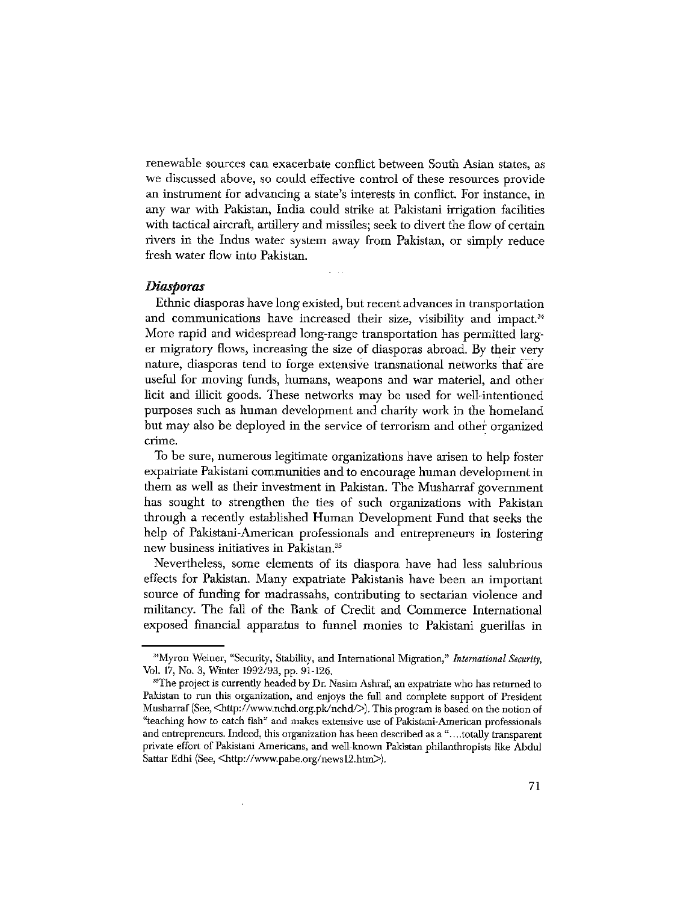renewable sources can exacerbate conflict between South Asian states, as we discussed above, so could effective control of these resources provide an instrument for advancing a state's interests in conflict. For instance, in any war with Pakistan, India could strike at Pakistani irrigation facilities with tactical aircraft, artillery and missiles; seek to divert the flow of certain rivers in the Indus water system away from Pakistan, or simply reduce fresh water flow into Pakistan.

### *Diasporas*

Ethnic diasporas have long existed, but recent advances in transportation and communications have increased their size, visibility and impact.[34] More rapid and widespread long-range transportation has permitted larger migratory flows, increasing the size of diasporas abroad. By their very nature, diasporas tend to forge extensive transnational networks that are useful for moving funds, humans, weapons and war materiel, and other licit and illicit goods. These networks may be used for well-intentioned purposes such as human development and charity work in the homeland but may also be deployed in the service of terrorism and other organized crime.

To be sure, numerous legitimate organizations have arisen to help foster expatriate Pakistani communities and to encourage human development in them as well as their investment in Pakistan. The Musharraf government has sought to strengthen the ties of such organizations with Pakistan through a recently established Human Development Fund that seeks the help of Pakistani-American professionals and entrepreneurs in fostering new business initiatives in Pakistan.[35]

Nevertheless, some elements of its diaspora have had less salubrious effects for Pakistan. Many expatriate Pakistanis have been an important source of funding for madrassahs, contributing to sectarian violence and militancy. The fall of the Bank of Credit and Commerce International exposed financial apparatus to funnel monies to Pakistani guerillas in

---

[34] Myron Weiner, "Security, Stability, and International Migration," *International Security*, Vol. 17, No. 3, Winter 1992/93, pp. 91-126.

[35] The project is currently headed by Dr. Nasim Ashraf, an expatriate who has returned to Pakistan to run this organization, and enjoys the full and complete support of President Musharraf (See, <http://www.nchd.org.pk/nchd/>). This program is based on the notion of "teaching how to catch fish" and makes extensive use of Pakistani-American professionals and entrepreneurs. Indeed, this organization has been described as a "....totally transparent private effort of Pakistani Americans, and well-known Pakistan philanthropists like Abdul Sattar Edhi (See, <http://www.pabe.org/news12.htm>).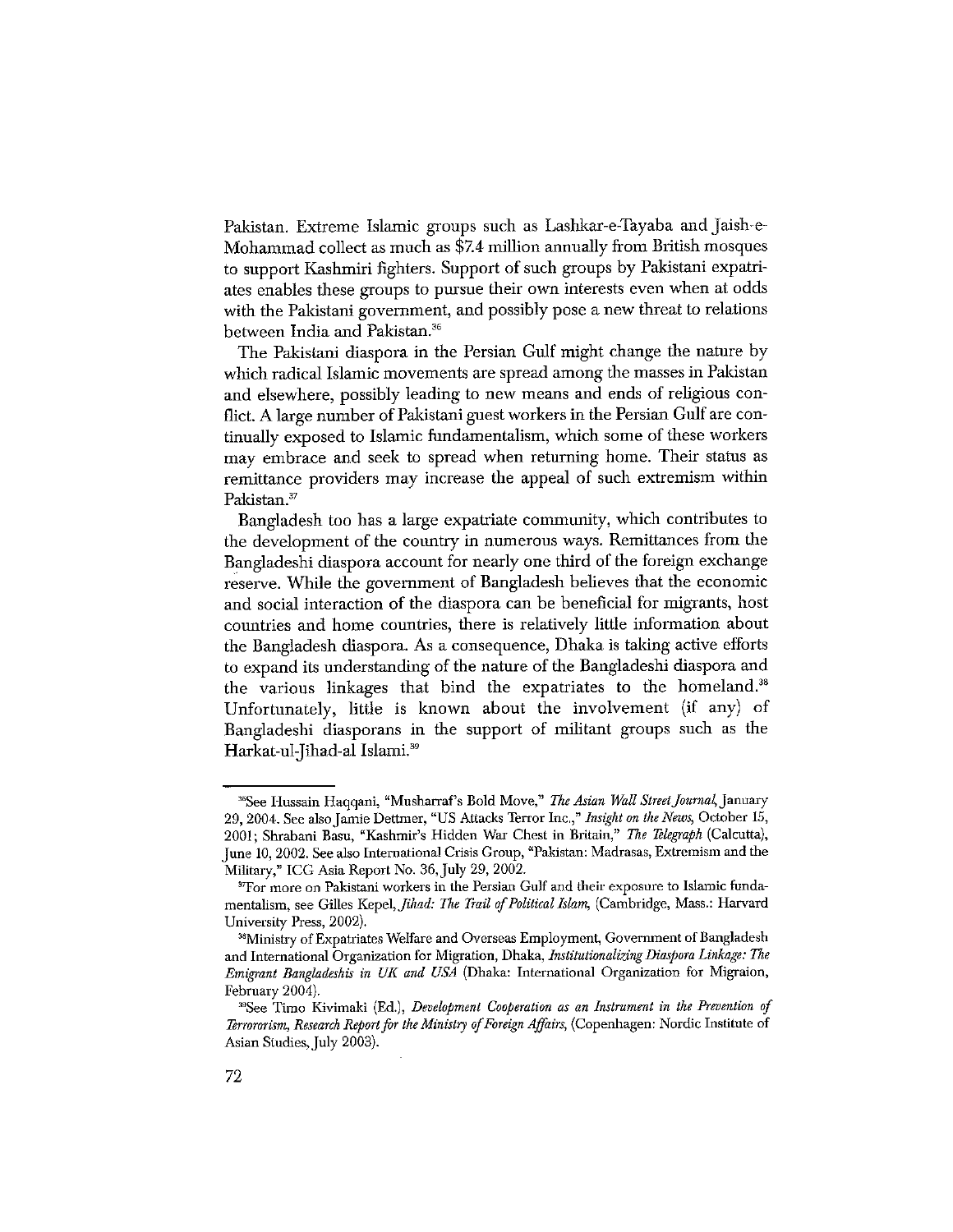Pakistan. Extreme Islamic groups such as Lashkar-e-Tayaba and Jaish-e-Mohammad collect as much as $7.4 million annually from British mosques to support Kashmiri fighters. Support of such groups by Pakistani expatriates enables these groups to pursue their own interests even when at odds with the Pakistani government, and possibly pose a new threat to relations between India and Pakistan.[36]

The Pakistani diaspora in the Persian Gulf might change the nature by which radical Islamic movements are spread among the masses in Pakistan and elsewhere, possibly leading to new means and ends of religious conflict. A large number of Pakistani guest workers in the Persian Gulf are continually exposed to Islamic fundamentalism, which some of these workers may embrace and seek to spread when returning home. Their status as remittance providers may increase the appeal of such extremism within Pakistan.[37]

Bangladesh too has a large expatriate community, which contributes to the development of the country in numerous ways. Remittances from the Bangladeshi diaspora account for nearly one third of the foreign exchange reserve. While the government of Bangladesh believes that the economic and social interaction of the diaspora can be beneficial for migrants, host countries and home countries, there is relatively little information about the Bangladesh diaspora. As a consequence, Dhaka is taking active efforts to expand its understanding of the nature of the Bangladeshi diaspora and the various linkages that bind the expatriates to the homeland.[38] Unfortunately, little is known about the involvement (if any) of Bangladeshi diasporans in the support of militant groups such as the Harkat-ul-Jihad-al Islami.[39]

---

[36] See Hussain Haqqani, "Musharraf's Bold Move," *The Asian Wall Street Journal*, January 29, 2004. See also Jamie Dettmer, "US Attacks Terror Inc.," *Insight on the News*, October 15, 2001; Shrabani Basu, "Kashmir's Hidden War Chest in Britain," *The Telegraph* (Calcutta), June 10, 2002. See also International Crisis Group, "Pakistan: Madrasas, Extremism and the Military," ICG Asia Report No. 36, July 29, 2002.

[37] For more on Pakistani workers in the Persian Gulf and their exposure to Islamic fundamentalism, see Gilles Kepel, *Jihad: The Trail of Political Islam*, (Cambridge, Mass.: Harvard University Press, 2002).

[38] Ministry of Expatriates Welfare and Overseas Employment, Government of Bangladesh and International Organization for Migration, Dhaka, *Institutionalizing Diaspora Linkage: The Emigrant Bangladeshis in UK and USA* (Dhaka: International Organization for Migraion, February 2004).

[39] See Timo Kivimaki (Ed.), *Development Cooperation as an Instrument in the Prevention of Terrororism, Research Report for the Ministry of Foreign Affairs*, (Copenhagen: Nordic Institute of Asian Studies, July 2003).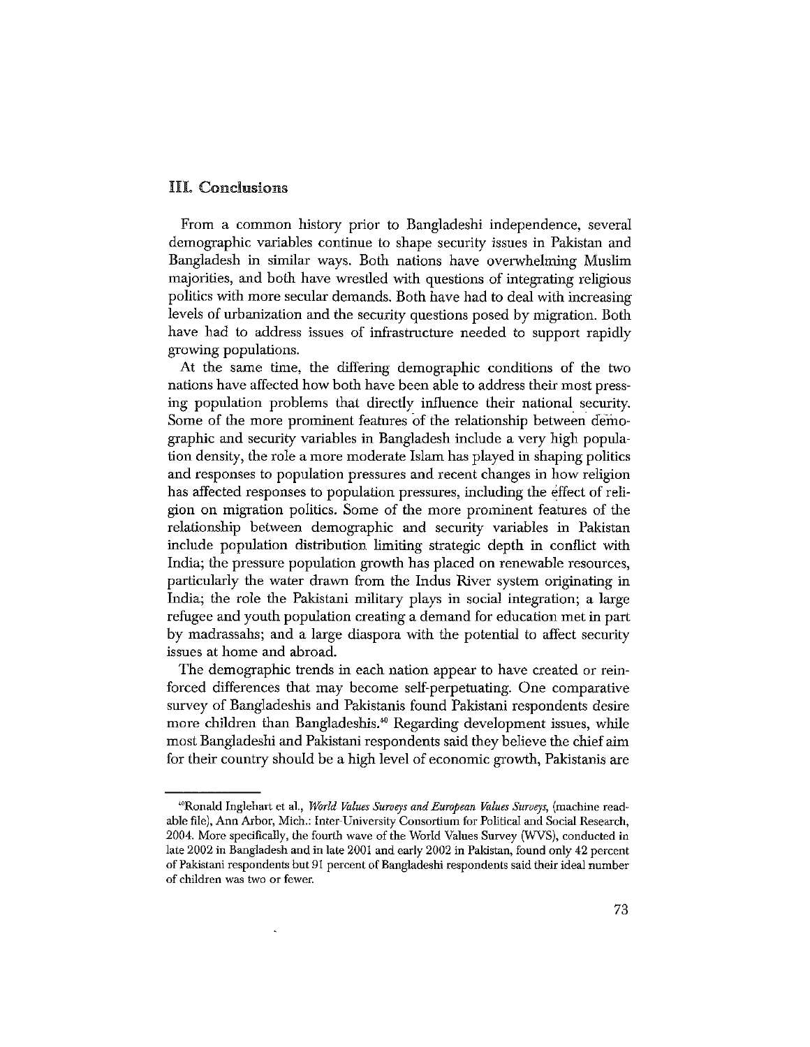## III. Conclusions

From a common history prior to Bangladeshi independence, several demographic variables continue to shape security issues in Pakistan and Bangladesh in similar ways. Both nations have overwhelming Muslim majorities, and both have wrestled with questions of integrating religious politics with more secular demands. Both have had to deal with increasing levels of urbanization and the security questions posed by migration. Both have had to address issues of infrastructure needed to support rapidly growing populations.

At the same time, the differing demographic conditions of the two nations have affected how both have been able to address their most pressing population problems that directly influence their national security. Some of the more prominent features of the relationship between demographic and security variables in Bangladesh include a very high population density, the role a more moderate Islam has played in shaping politics and responses to population pressures and recent changes in how religion has affected responses to population pressures, including the effect of religion on migration politics. Some of the more prominent features of the relationship between demographic and security variables in Pakistan include population distribution limiting strategic depth in conflict with India; the pressure population growth has placed on renewable resources, particularly the water drawn from the Indus River system originating in India; the role the Pakistani military plays in social integration; a large refugee and youth population creating a demand for education met in part by madrassahs; and a large diaspora with the potential to affect security issues at home and abroad.

The demographic trends in each nation appear to have created or reinforced differences that may become self-perpetuating. One comparative survey of Bangladeshis and Pakistanis found Pakistani respondents desire more children than Bangladeshis.[40] Regarding development issues, while most Bangladeshi and Pakistani respondents said they believe the chief aim for their country should be a high level of economic growth, Pakistanis are

---

[40] Ronald Inglehart et al., *World Values Surveys and European Values Surveys*, (machine readable file), Ann Arbor, Mich.: Inter-University Consortium for Political and Social Research, 2004. More specifically, the fourth wave of the World Values Survey (WVS), conducted in late 2002 in Bangladesh and in late 2001 and early 2002 in Pakistan, found only 42 percent of Pakistani respondents but 91 percent of Bangladeshi respondents said their ideal number of children was two or fewer.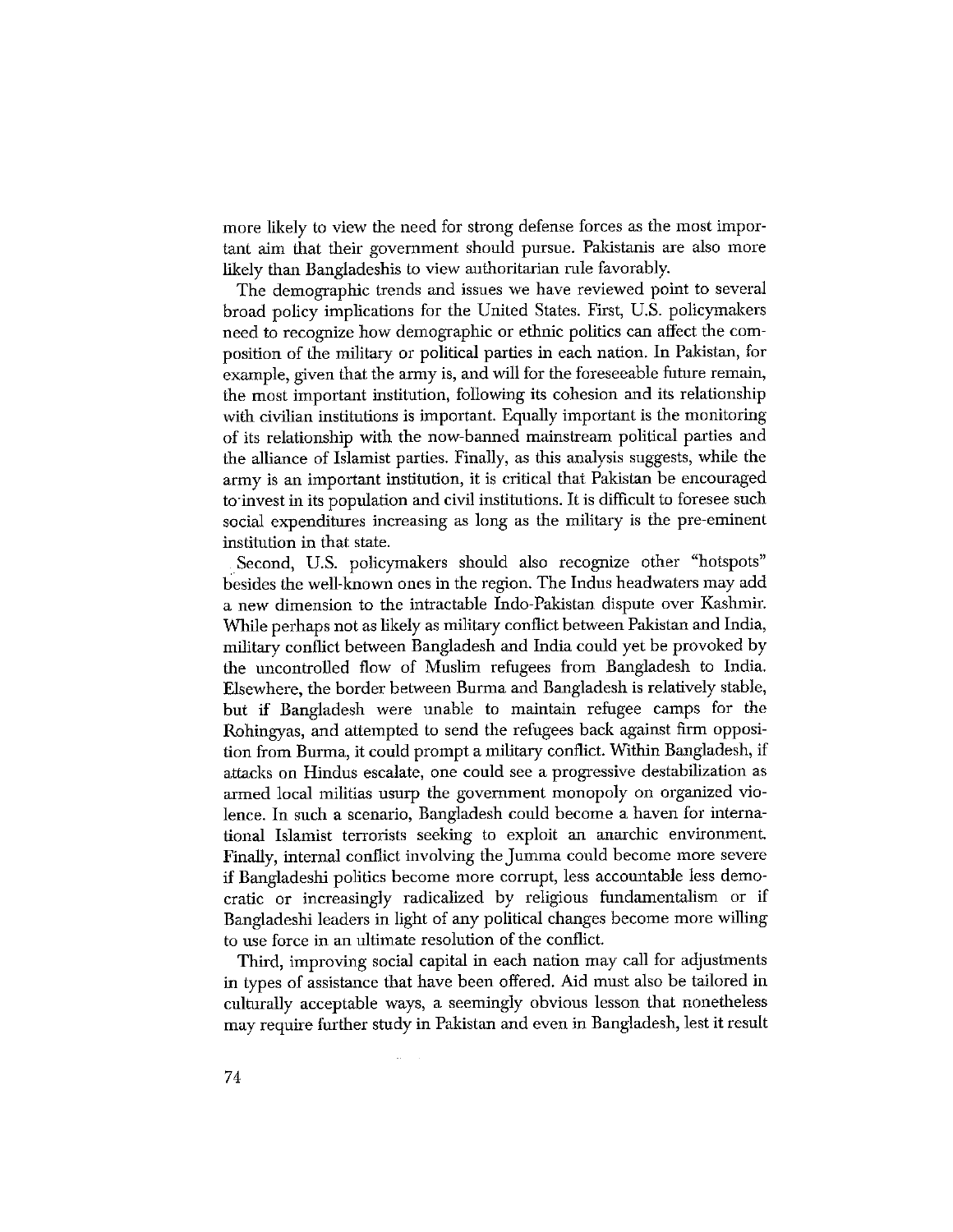more likely to view the need for strong defense forces as the most important aim that their government should pursue. Pakistanis are also more likely than Bangladeshis to view authoritarian rule favorably.

The demographic trends and issues we have reviewed point to several broad policy implications for the United States. First, U.S. policymakers need to recognize how demographic or ethnic politics can affect the composition of the military or political parties in each nation. In Pakistan, for example, given that the army is, and will for the foreseeable future remain, the most important institution, following its cohesion and its relationship with civilian institutions is important. Equally important is the monitoring of its relationship with the now-banned mainstream political parties and the alliance of Islamist parties. Finally, as this analysis suggests, while the army is an important institution, it is critical that Pakistan be encouraged to invest in its population and civil institutions. It is difficult to foresee such social expenditures increasing as long as the military is the pre-eminent institution in that state.

Second, U.S. policymakers should also recognize other "hotspots" besides the well-known ones in the region. The Indus headwaters may add a new dimension to the intractable Indo-Pakistan dispute over Kashmir. While perhaps not as likely as military conflict between Pakistan and India, military conflict between Bangladesh and India could yet be provoked by the uncontrolled flow of Muslim refugees from Bangladesh to India. Elsewhere, the border between Burma and Bangladesh is relatively stable, but if Bangladesh were unable to maintain refugee camps for the Rohingyas, and attempted to send the refugees back against firm opposition from Burma, it could prompt a military conflict. Within Bangladesh, if attacks on Hindus escalate, one could see a progressive destabilization as armed local militias usurp the government monopoly on organized violence. In such a scenario, Bangladesh could become a haven for international Islamist terrorists seeking to exploit an anarchic environment. Finally, internal conflict involving the Jumma could become more severe if Bangladeshi politics become more corrupt, less accountable less democratic or increasingly radicalized by religious fundamentalism or if Bangladeshi leaders in light of any political changes become more willing to use force in an ultimate resolution of the conflict.

Third, improving social capital in each nation may call for adjustments in types of assistance that have been offered. Aid must also be tailored in culturally acceptable ways, a seemingly obvious lesson that nonetheless may require further study in Pakistan and even in Bangladesh, lest it result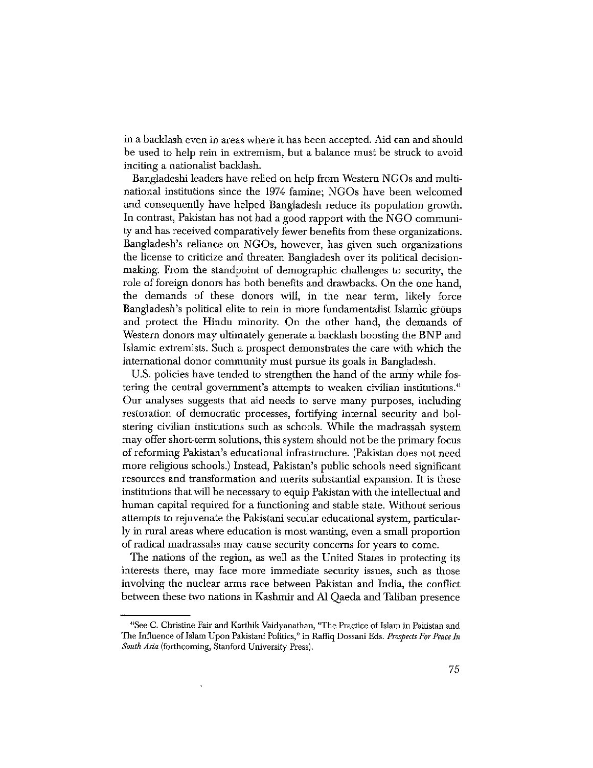in a backlash even in areas where it has been accepted. Aid can and should be used to help rein in extremism, but a balance must be struck to avoid inciting a nationalist backlash.

Bangladeshi leaders have relied on help from Western NGOs and multinational institutions since the 1974 famine; NGOs have been welcomed and consequently have helped Bangladesh reduce its population growth. In contrast, Pakistan has not had a good rapport with the NGO community and has received comparatively fewer benefits from these organizations. Bangladesh's reliance on NGOs, however, has given such organizations the license to criticize and threaten Bangladesh over its political decision-making. From the standpoint of demographic challenges to security, the role of foreign donors has both benefits and drawbacks. On the one hand, the demands of these donors will, in the near term, likely force Bangladesh's political elite to rein in more fundamentalist Islamic groups and protect the Hindu minority. On the other hand, the demands of Western donors may ultimately generate a backlash boosting the BNP and Islamic extremists. Such a prospect demonstrates the care with which the international donor community must pursue its goals in Bangladesh.

U.S. policies have tended to strengthen the hand of the army while fostering the central government's attempts to weaken civilian institutions.[41] Our analyses suggests that aid needs to serve many purposes, including restoration of democratic processes, fortifying internal security and bolstering civilian institutions such as schools. While the madrassah system may offer short-term solutions, this system should not be the primary focus of reforming Pakistan's educational infrastructure. (Pakistan does not need more religious schools.) Instead, Pakistan's public schools need significant resources and transformation and merits substantial expansion. It is these institutions that will be necessary to equip Pakistan with the intellectual and human capital required for a functioning and stable state. Without serious attempts to rejuvenate the Pakistani secular educational system, particularly in rural areas where education is most wanting, even a small proportion of radical madrassahs may cause security concerns for years to come.

The nations of the region, as well as the United States in protecting its interests there, may face more immediate security issues, such as those involving the nuclear arms race between Pakistan and India, the conflict between these two nations in Kashmir and Al Qaeda and Taliban presence

---

[41]See C. Christine Fair and Karthik Vaidyanathan, "The Practice of Islam in Pakistan and The Influence of Islam Upon Pakistani Politics," in Raffiq Dossani Eds. *Prospects For Peace In South Asia* (forthcoming, Stanford University Press).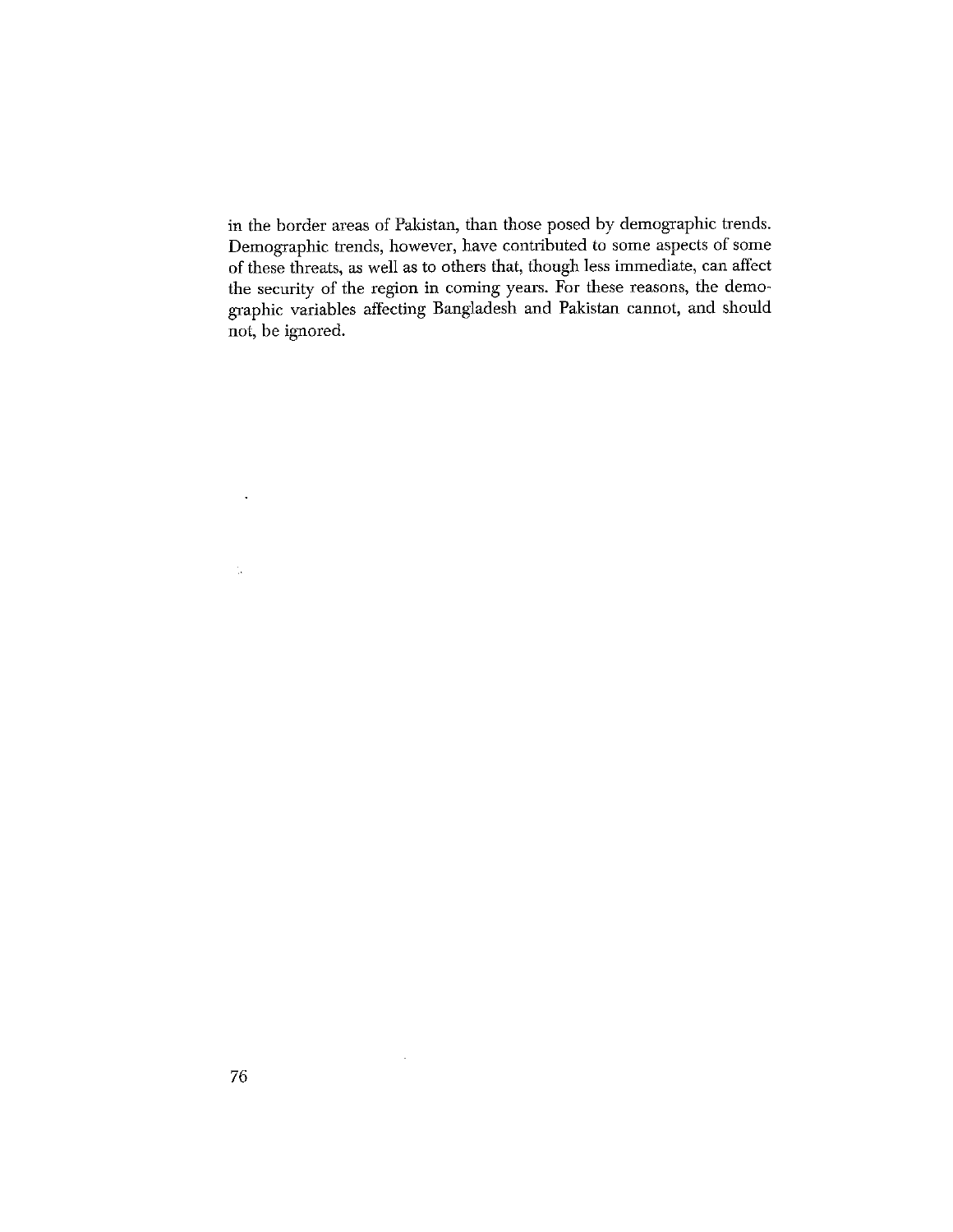in the border areas of Pakistan, than those posed by demographic trends. Demographic trends, however, have contributed to some aspects of some of these threats, as well as to others that, though less immediate, can affect the security of the region in coming years. For these reasons, the demographic variables affecting Bangladesh and Pakistan cannot, and should not, be ignored.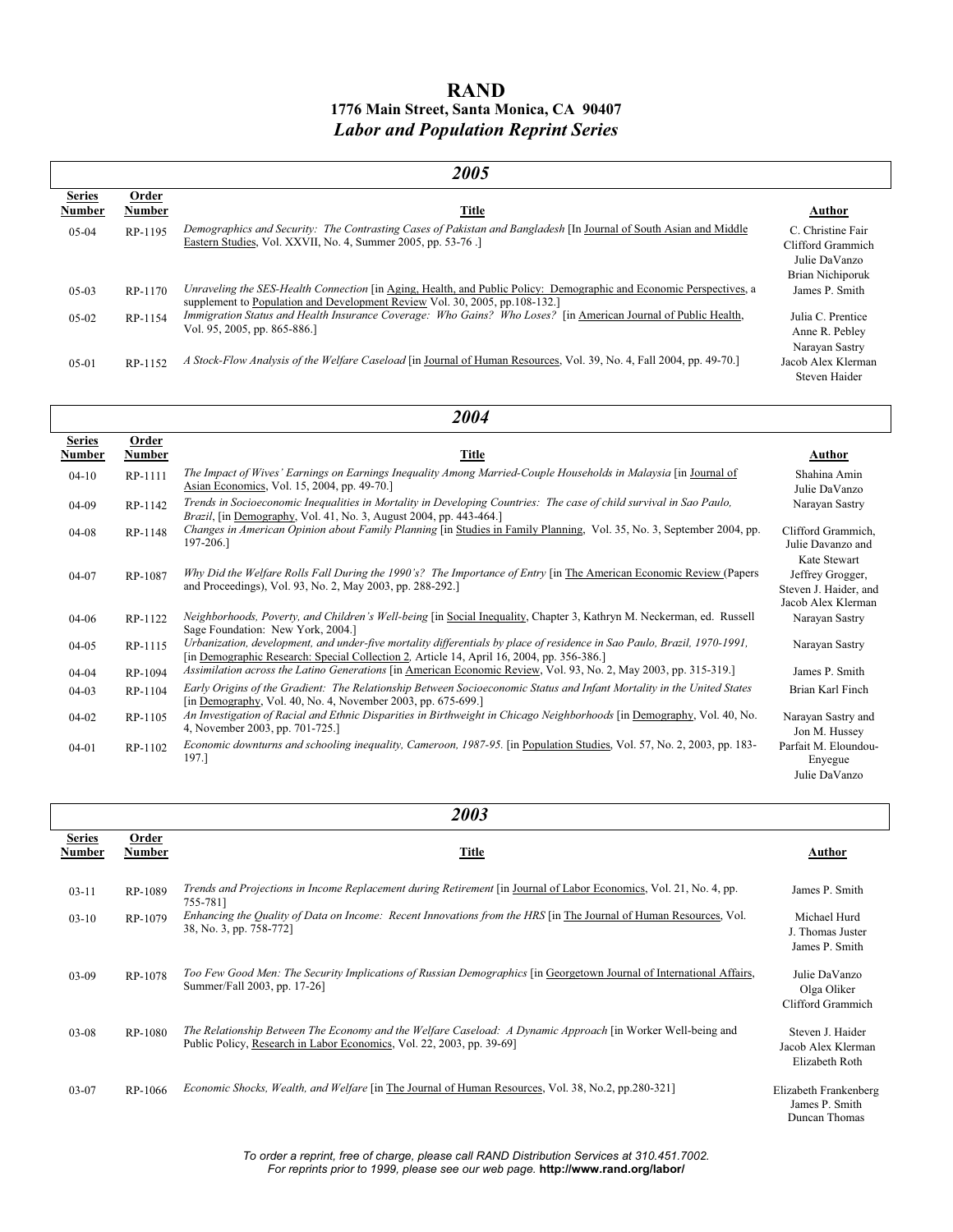# RAND

**1776 Main Street, Santa Monica, CA 90407**

***Labor and Population Reprint Series***

## *2005*

| Series Number | Order Number | Title | Author |
|---|---|---|---|
| 05-04 | RP-1195 | *Demographics and Security: The Contrasting Cases of Pakistan and Bangladesh* [In Journal of South Asian and Middle Eastern Studies, Vol. XXVII, No. 4, Summer 2005, pp. 53-76 .] | C. Christine Fair<br>Clifford Grammich<br>Julie DaVanzo<br>Brian Nichiporuk |
| 05-03 | RP-1170 | *Unraveling the SES-Health Connection* [in Aging, Health, and Public Policy: Demographic and Economic Perspectives, a supplement to Population and Development Review Vol. 30, 2005, pp.108-132.] | James P. Smith |
| 05-02 | RP-1154 | *Immigration Status and Health Insurance Coverage: Who Gains? Who Loses?* [in American Journal of Public Health, Vol. 95, 2005, pp. 865-886.] | Julia C. Prentice<br>Anne R. Pebley<br>Narayan Sastry |
| 05-01 | RP-1152 | *A Stock-Flow Analysis of the Welfare Caseload* [in Journal of Human Resources, Vol. 39, No. 4, Fall 2004, pp. 49-70.] | Jacob Alex Klerman<br>Steven Haider |

## *2004*

| Series Number | Order Number | Title | Author |
|---|---|---|---|
| 04-10 | RP-1111 | *The Impact of Wives' Earnings on Earnings Inequality Among Married-Couple Households in Malaysia* [in Journal of Asian Economics, Vol. 15, 2004, pp. 49-70.] | Shahina Amin<br>Julie DaVanzo |
| 04-09 | RP-1142 | *Trends in Socioeconomic Inequalities in Mortality in Developing Countries: The case of child survival in Sao Paulo, Brazil*, [in Demography, Vol. 41, No. 3, August 2004, pp. 443-464.] | Narayan Sastry |
| 04-08 | RP-1148 | *Changes in American Opinion about Family Planning* [in Studies in Family Planning, Vol. 35, No. 3, September 2004, pp. 197-206.] | Clifford Grammich,<br>Julie Davanzo and<br>Kate Stewart |
| 04-07 | RP-1087 | *Why Did the Welfare Rolls Fall During the 1990's? The Importance of Entry* [in The American Economic Review (Papers and Proceedings), Vol. 93, No. 2, May 2003, pp. 288-292.] | Jeffrey Grogger,<br>Steven J. Haider, and<br>Jacob Alex Klerman |
| 04-06 | RP-1122 | *Neighborhoods, Poverty, and Children's Well-being* [in Social Inequality, Chapter 3, Kathryn M. Neckerman, ed. Russell Sage Foundation: New York, 2004.] | Narayan Sastry |
| 04-05 | RP-1115 | *Urbanization, development, and under-five mortality differentials by place of residence in Sao Paulo, Brazil, 1970-1991,* [in Demographic Research: Special Collection 2, Article 14, April 16, 2004, pp. 356-386.] | Narayan Sastry |
| 04-04 | RP-1094 | *Assimilation across the Latino Generations* [in American Economic Review, Vol. 93, No. 2, May 2003, pp. 315-319.] | James P. Smith |
| 04-03 | RP-1104 | *Early Origins of the Gradient: The Relationship Between Socioeconomic Status and Infant Mortality in the United States* [in Demography, Vol. 40, No. 4, November 2003, pp. 675-699.] | Brian Karl Finch |
| 04-02 | RP-1105 | *An Investigation of Racial and Ethnic Disparities in Birthweight in Chicago Neighborhoods* [in Demography, Vol. 40, No. 4, November 2003, pp. 701-725.] | Narayan Sastry and<br>Jon M. Hussey |
| 04-01 | RP-1102 | *Economic downturns and schooling inequality, Cameroon, 1987-95.* [in Population Studies, Vol. 57, No. 2, 2003, pp. 183-197.] | Parfait M. Eloundou-Enyegue<br>Julie DaVanzo |

## *2003*

| Series Number | Order Number | Title | Author |
|---|---|---|---|
| 03-11 | RP-1089 | *Trends and Projections in Income Replacement during Retirement* [in Journal of Labor Economics, Vol. 21, No. 4, pp. 755-781] | James P. Smith |
| 03-10 | RP-1079 | *Enhancing the Quality of Data on Income: Recent Innovations from the HRS* [in The Journal of Human Resources, Vol. 38, No. 3, pp. 758-772] | Michael Hurd<br>J. Thomas Juster<br>James P. Smith |
| 03-09 | RP-1078 | *Too Few Good Men: The Security Implications of Russian Demographics* [in Georgetown Journal of International Affairs, Summer/Fall 2003, pp. 17-26] | Julie DaVanzo<br>Olga Oliker<br>Clifford Grammich |
| 03-08 | RP-1080 | *The Relationship Between The Economy and the Welfare Caseload: A Dynamic Approach* [in Worker Well-being and Public Policy, Research in Labor Economics, Vol. 22, 2003, pp. 39-69] | Steven J. Haider<br>Jacob Alex Klerman<br>Elizabeth Roth |
| 03-07 | RP-1066 | *Economic Shocks, Wealth, and Welfare* [in The Journal of Human Resources, Vol. 38, No.2, pp.280-321] | Elizabeth Frankenberg<br>James P. Smith<br>Duncan Thomas |

*To order a reprint, free of charge, please call RAND Distribution Services at 310.451.7002.*
*For reprints prior to 1999, please see our web page.* **http://www.rand.org/labor/**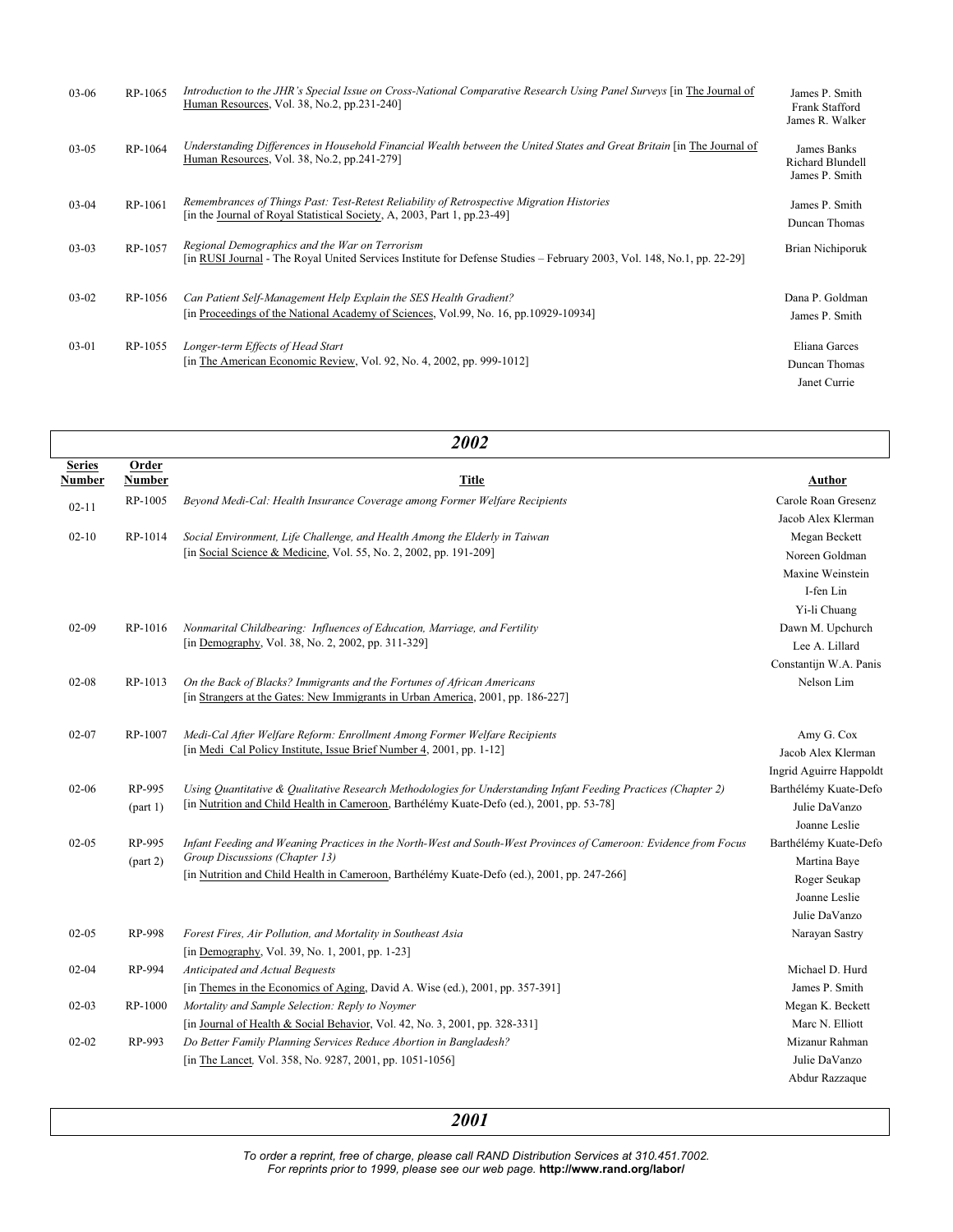| Series Number | Order Number | Title | Author |
|---|---|---|---|
| 03-06 | RP-1065 | *Introduction to the JHR's Special Issue on Cross-National Comparative Research Using Panel Surveys* [in The Journal of Human Resources, Vol. 38, No.2, pp.231-240] | James P. Smith<br>Frank Stafford<br>James R. Walker |
| 03-05 | RP-1064 | *Understanding Differences in Household Financial Wealth between the United States and Great Britain* [in The Journal of Human Resources, Vol. 38, No.2, pp.241-279] | James Banks<br>Richard Blundell<br>James P. Smith |
| 03-04 | RP-1061 | *Remembrances of Things Past: Test-Retest Reliability of Retrospective Migration Histories* [in the Journal of Royal Statistical Society, A, 2003, Part 1, pp.23-49] | James P. Smith<br>Duncan Thomas |
| 03-03 | RP-1057 | *Regional Demographics and the War on Terrorism* [in RUSI Journal - The Royal United Services Institute for Defense Studies – February 2003, Vol. 148, No.1, pp. 22-29] | Brian Nichiporuk |
| 03-02 | RP-1056 | *Can Patient Self-Management Help Explain the SES Health Gradient?* [in Proceedings of the National Academy of Sciences, Vol.99, No. 16, pp.10929-10934] | Dana P. Goldman<br>James P. Smith |
| 03-01 | RP-1055 | *Longer-term Effects of Head Start* [in The American Economic Review, Vol. 92, No. 4, 2002, pp. 999-1012] | Eliana Garces<br>Duncan Thomas<br>Janet Currie |

## *2002*

| Series Number | Order Number | Title | Author |
|---|---|---|---|
| 02-11 | RP-1005 | *Beyond Medi-Cal: Health Insurance Coverage among Former Welfare Recipients* | Carole Roan Gresenz<br>Jacob Alex Klerman |
| 02-10 | RP-1014 | *Social Environment, Life Challenge, and Health Among the Elderly in Taiwan* [in Social Science & Medicine, Vol. 55, No. 2, 2002, pp. 191-209] | Megan Beckett<br>Noreen Goldman<br>Maxine Weinstein<br>I-fen Lin<br>Yi-li Chuang |
| 02-09 | RP-1016 | *Nonmarital Childbearing: Influences of Education, Marriage, and Fertility* [in Demography, Vol. 38, No. 2, 2002, pp. 311-329] | Dawn M. Upchurch<br>Lee A. Lillard<br>Constantijn W.A. Panis |
| 02-08 | RP-1013 | *On the Back of Blacks? Immigrants and the Fortunes of African Americans* [in Strangers at the Gates: New Immigrants in Urban America, 2001, pp. 186-227] | Nelson Lim |
| 02-07 | RP-1007 | *Medi-Cal After Welfare Reform: Enrollment Among Former Welfare Recipients* [in Medi_Cal Policy Institute, Issue Brief Number 4, 2001, pp. 1-12] | Amy G. Cox<br>Jacob Alex Klerman<br>Ingrid Aguirre Happoldt |
| 02-06 | RP-995 (part 1) | *Using Quantitative & Qualitative Research Methodologies for Understanding Infant Feeding Practices (Chapter 2)* [in Nutrition and Child Health in Cameroon, Barthélémy Kuate-Defo (ed.), 2001, pp. 53-78] | Barthélémy Kuate-Defo<br>Julie DaVanzo<br>Joanne Leslie |
| 02-05 | RP-995 (part 2) | *Infant Feeding and Weaning Practices in the North-West and South-West Provinces of Cameroon: Evidence from Focus Group Discussions (Chapter 13)* [in Nutrition and Child Health in Cameroon, Barthélémy Kuate-Defo (ed.), 2001, pp. 247-266] | Barthélémy Kuate-Defo<br>Martina Baye<br>Roger Seukap<br>Joanne Leslie<br>Julie DaVanzo |
| 02-05 | RP-998 | *Forest Fires, Air Pollution, and Mortality in Southeast Asia* [in Demography, Vol. 39, No. 1, 2001, pp. 1-23] | Narayan Sastry |
| 02-04 | RP-994 | *Anticipated and Actual Bequests* [in Themes in the Economics of Aging, David A. Wise (ed.), 2001, pp. 357-391] | Michael D. Hurd<br>James P. Smith |
| 02-03 | RP-1000 | *Mortality and Sample Selection: Reply to Noymer* [in Journal of Health & Social Behavior, Vol. 42, No. 3, 2001, pp. 328-331] | Megan K. Beckett<br>Marc N. Elliott |
| 02-02 | RP-993 | *Do Better Family Planning Services Reduce Abortion in Bangladesh?* [in The Lancet, Vol. 358, No. 9287, 2001, pp. 1051-1056] | Mizanur Rahman<br>Julie DaVanzo<br>Abdur Razzaque |

## *2001*

*To order a reprint, free of charge, please call RAND Distribution Services at 310.451.7002. For reprints prior to 1999, please see our web page.* **http://www.rand.org/labor/**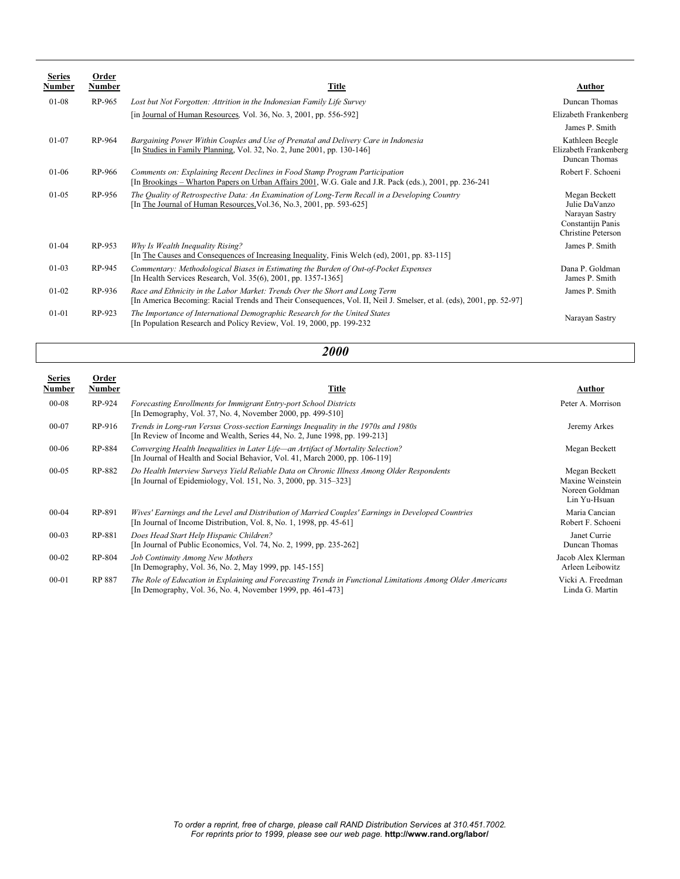| Series Number | Order Number | Title | Author |
|---|---|---|---|
| 01-08 | RP-965 | *Lost but Not Forgotten: Attrition in the Indonesian Family Life Survey* [in Journal of Human Resources, Vol. 36, No. 3, 2001, pp. 556-592] | Duncan Thomas Elizabeth Frankenberg James P. Smith |
| 01-07 | RP-964 | *Bargaining Power Within Couples and Use of Prenatal and Delivery Care in Indonesia* [In Studies in Family Planning, Vol. 32, No. 2, June 2001, pp. 130-146] | Kathleen Beegle Elizabeth Frankenberg Duncan Thomas |
| 01-06 | RP-966 | *Comments on: Explaining Recent Declines in Food Stamp Program Participation* [In Brookings – Wharton Papers on Urban Affairs 2001, W.G. Gale and J.R. Pack (eds.), 2001, pp. 236-241 | Robert F. Schoeni |
| 01-05 | RP-956 | *The Quality of Retrospective Data: An Examination of Long-Term Recall in a Developing Country* [In The Journal of Human Resources, Vol.36, No.3, 2001, pp. 593-625] | Megan Beckett Julie DaVanzo Narayan Sastry Constantijn Panis Christine Peterson |
| 01-04 | RP-953 | *Why Is Wealth Inequality Rising?* [In The Causes and Consequences of Increasing Inequality, Finis Welch (ed), 2001, pp. 83-115] | James P. Smith |
| 01-03 | RP-945 | *Commentary: Methodological Biases in Estimating the Burden of Out-of-Pocket Expenses* [In Health Services Research, Vol. 35(6), 2001, pp. 1357-1365] | Dana P. Goldman James P. Smith |
| 01-02 | RP-936 | *Race and Ethnicity in the Labor Market: Trends Over the Short and Long Term* [In America Becoming: Racial Trends and Their Consequences, Vol. II, Neil J. Smelser, et al. (eds), 2001, pp. 52-97] | James P. Smith |
| 01-01 | RP-923 | *The Importance of International Demographic Research for the United States* [In Population Research and Policy Review, Vol. 19, 2000, pp. 199-232 | Narayan Sastry |

## *2000*

| Series Number | Order Number | Title | Author |
|---|---|---|---|
| 00-08 | RP-924 | *Forecasting Enrollments for Immigrant Entry-port School Districts* [In Demography, Vol. 37, No. 4, November 2000, pp. 499-510] | Peter A. Morrison |
| 00-07 | RP-916 | *Trends in Long-run Versus Cross-section Earnings Inequality in the 1970s and 1980s* [In Review of Income and Wealth, Series 44, No. 2, June 1998, pp. 199-213] | Jeremy Arkes |
| 00-06 | RP-884 | *Converging Health Inequalities in Later Life—an Artifact of Mortality Selection?* [In Journal of Health and Social Behavior, Vol. 41, March 2000, pp. 106-119] | Megan Beckett |
| 00-05 | RP-882 | *Do Health Interview Surveys Yield Reliable Data on Chronic Illness Among Older Respondents* [In Journal of Epidemiology, Vol. 151, No. 3, 2000, pp. 315–323] | Megan Beckett Maxine Weinstein Noreen Goldman Lin Yu-Hsuan |
| 00-04 | RP-891 | *Wives' Earnings and the Level and Distribution of Married Couples' Earnings in Developed Countries* [In Journal of Income Distribution, Vol. 8, No. 1, 1998, pp. 45-61] | Maria Cancian Robert F. Schoeni |
| 00-03 | RP-881 | *Does Head Start Help Hispanic Children?* [In Journal of Public Economics, Vol. 74, No. 2, 1999, pp. 235-262] | Janet Currie Duncan Thomas |
| 00-02 | RP-804 | *Job Continuity Among New Mothers* [In Demography, Vol. 36, No. 2, May 1999, pp. 145-155] | Jacob Alex Klerman Arleen Leibowitz |
| 00-01 | RP 887 | *The Role of Education in Explaining and Forecasting Trends in Functional Limitations Among Older Americans* [In Demography, Vol. 36, No. 4, November 1999, pp. 461-473] | Vicki A. Freedman Linda G. Martin |

*To order a reprint, free of charge, please call RAND Distribution Services at 310.451.7002.*
*For reprints prior to 1999, please see our web page.* **http://www.rand.org/labor/**